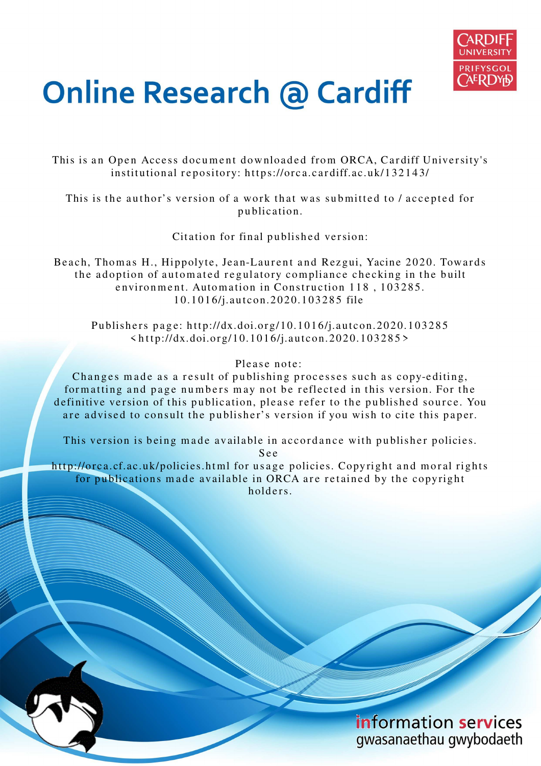# Online Research @ Cardiff

This is an Open Access document downloaded from ORCA, Cardiff University's institutional repository: https://orca.cardiff.ac.uk/132143/

This is the author's version of a work that was submitted to / accepted for publication.

Citation for final published version:

Beach, Thomas H., Hippolyte, Jean-Laurent and Rezgui, Yacine 2020. Towards the adoption of automated regulatory compliance checking in the built environment. Automation in Construction 118 , 103285. 10.1016/j.autcon.2020.103285 file

Publishers page: http://dx.doi.org/10.1016/j.autcon.2020.103285 <http://dx.doi.org/10.1016/j.autcon.2020.103285>

Please note:
Changes made as a result of publishing processes such as copy-editing, formatting and page numbers may not be reflected in this version. For the definitive version of this publication, please refer to the published source. You are advised to consult the publisher's version if you wish to cite this paper.

This version is being made available in accordance with publisher policies. See http://orca.cf.ac.uk/policies.html for usage policies. Copyright and moral rights for publications made available in ORCA are retained by the copyright holders.

information services
gwasanaethau gwybodaeth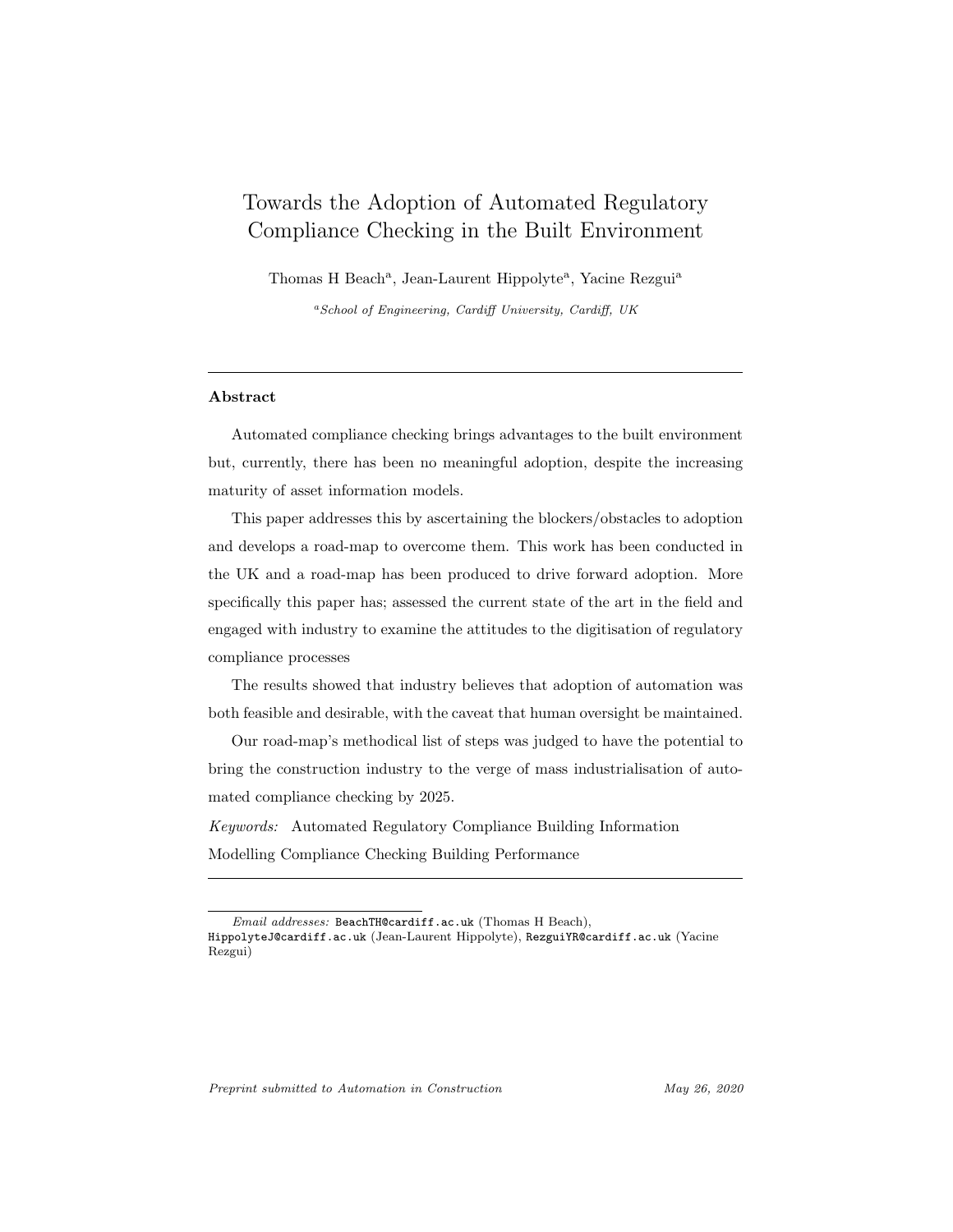# Towards the Adoption of Automated Regulatory Compliance Checking in the Built Environment

Thomas H Beach[a], Jean-Laurent Hippolyte[a], Yacine Rezgui[a]

[a] *School of Engineering, Cardiff University, Cardiff, UK*

---

**Abstract**

Automated compliance checking brings advantages to the built environment but, currently, there has been no meaningful adoption, despite the increasing maturity of asset information models.

This paper addresses this by ascertaining the blockers/obstacles to adoption and develops a road-map to overcome them. This work has been conducted in the UK and a road-map has been produced to drive forward adoption. More specifically this paper has; assessed the current state of the art in the field and engaged with industry to examine the attitudes to the digitisation of regulatory compliance processes

The results showed that industry believes that adoption of automation was both feasible and desirable, with the caveat that human oversight be maintained.

Our road-map's methodical list of steps was judged to have the potential to bring the construction industry to the verge of mass industrialisation of automated compliance checking by 2025.

*Keywords:* Automated Regulatory Compliance Building Information Modelling Compliance Checking Building Performance

---

*Email addresses:* BeachTH@cardiff.ac.uk (Thomas H Beach), HippolyteJ@cardiff.ac.uk (Jean-Laurent Hippolyte), RezguiYR@cardiff.ac.uk (Yacine Rezgui)

*Preprint submitted to Automation in Construction* *May 26, 2020*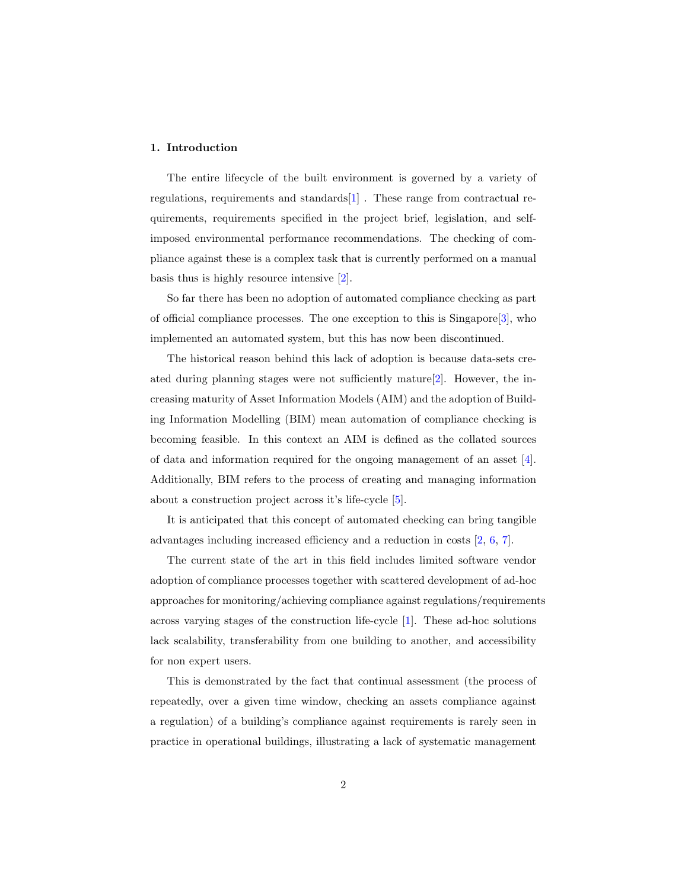## 1. Introduction

The entire lifecycle of the built environment is governed by a variety of regulations, requirements and standards[1] . These range from contractual requirements, requirements specified in the project brief, legislation, and self-imposed environmental performance recommendations. The checking of compliance against these is a complex task that is currently performed on a manual basis thus is highly resource intensive [2].

So far there has been no adoption of automated compliance checking as part of official compliance processes. The one exception to this is Singapore[3], who implemented an automated system, but this has now been discontinued.

The historical reason behind this lack of adoption is because data-sets created during planning stages were not sufficiently mature[2]. However, the increasing maturity of Asset Information Models (AIM) and the adoption of Building Information Modelling (BIM) mean automation of compliance checking is becoming feasible. In this context an AIM is defined as the collated sources of data and information required for the ongoing management of an asset [4]. Additionally, BIM refers to the process of creating and managing information about a construction project across it's life-cycle [5].

It is anticipated that this concept of automated checking can bring tangible advantages including increased efficiency and a reduction in costs [2, 6, 7].

The current state of the art in this field includes limited software vendor adoption of compliance processes together with scattered development of ad-hoc approaches for monitoring/achieving compliance against regulations/requirements across varying stages of the construction life-cycle [1]. These ad-hoc solutions lack scalability, transferability from one building to another, and accessibility for non expert users.

This is demonstrated by the fact that continual assessment (the process of repeatedly, over a given time window, checking an assets compliance against a regulation) of a building's compliance against requirements is rarely seen in practice in operational buildings, illustrating a lack of systematic management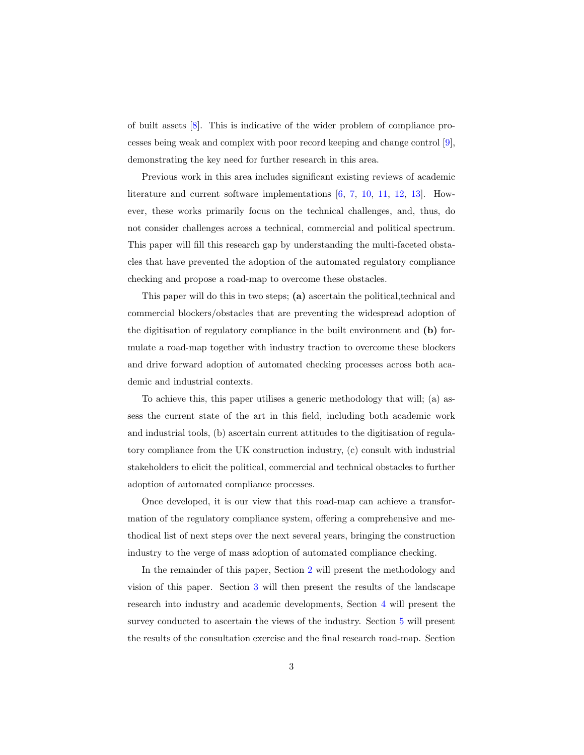of built assets [8]. This is indicative of the wider problem of compliance processes being weak and complex with poor record keeping and change control [9], demonstrating the key need for further research in this area.

Previous work in this area includes significant existing reviews of academic literature and current software implementations [6, 7, 10, 11, 12, 13]. However, these works primarily focus on the technical challenges, and, thus, do not consider challenges across a technical, commercial and political spectrum. This paper will fill this research gap by understanding the multi-faceted obstacles that have prevented the adoption of the automated regulatory compliance checking and propose a road-map to overcome these obstacles.

This paper will do this in two steps; **(a)** ascertain the political,technical and commercial blockers/obstacles that are preventing the widespread adoption of the digitisation of regulatory compliance in the built environment and **(b)** formulate a road-map together with industry traction to overcome these blockers and drive forward adoption of automated checking processes across both academic and industrial contexts.

To achieve this, this paper utilises a generic methodology that will; (a) assess the current state of the art in this field, including both academic work and industrial tools, (b) ascertain current attitudes to the digitisation of regulatory compliance from the UK construction industry, (c) consult with industrial stakeholders to elicit the political, commercial and technical obstacles to further adoption of automated compliance processes.

Once developed, it is our view that this road-map can achieve a transformation of the regulatory compliance system, offering a comprehensive and methodical list of next steps over the next several years, bringing the construction industry to the verge of mass adoption of automated compliance checking.

In the remainder of this paper, Section 2 will present the methodology and vision of this paper. Section 3 will then present the results of the landscape research into industry and academic developments, Section 4 will present the survey conducted to ascertain the views of the industry. Section 5 will present the results of the consultation exercise and the final research road-map. Section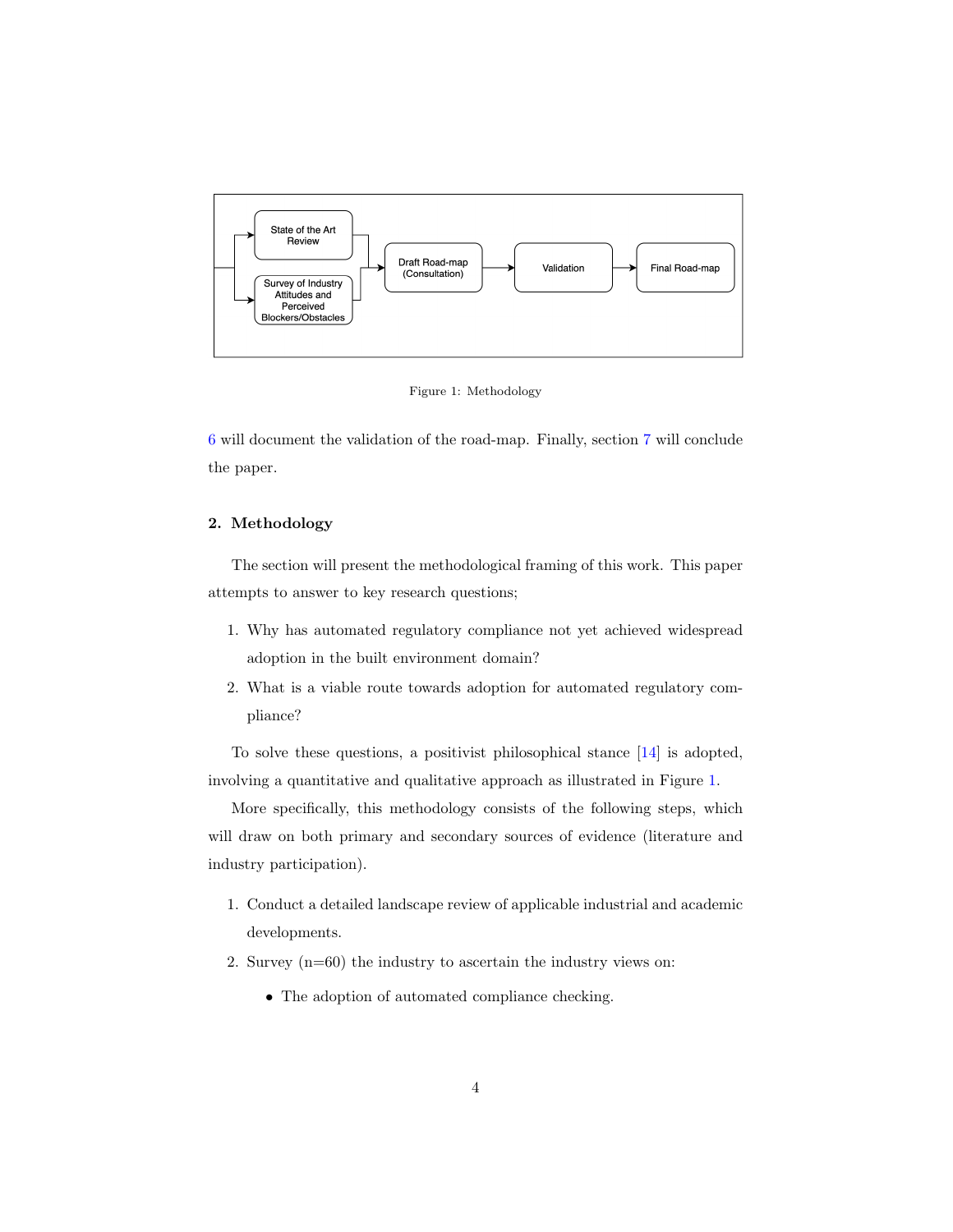Figure 1: Methodology

6 will document the validation of the road-map. Finally, section 7 will conclude the paper.

## 2. Methodology

The section will present the methodological framing of this work. This paper attempts to answer to key research questions;

1. Why has automated regulatory compliance not yet achieved widespread adoption in the built environment domain?
2. What is a viable route towards adoption for automated regulatory compliance?

To solve these questions, a positivist philosophical stance [14] is adopted, involving a quantitative and qualitative approach as illustrated in Figure 1.

More specifically, this methodology consists of the following steps, which will draw on both primary and secondary sources of evidence (literature and industry participation).

1. Conduct a detailed landscape review of applicable industrial and academic developments.
2. Survey (n=60) the industry to ascertain the industry views on:
   - The adoption of automated compliance checking.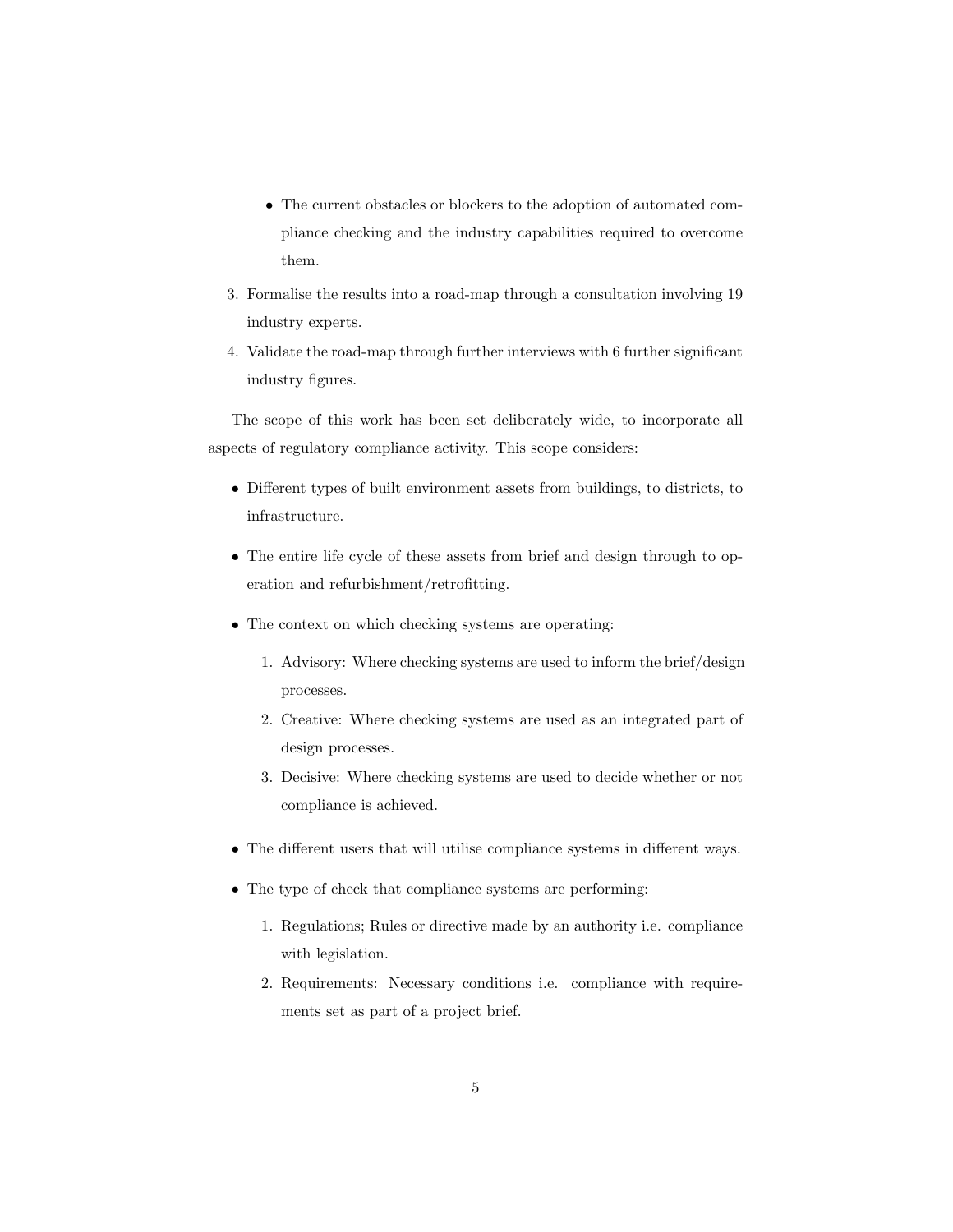- The current obstacles or blockers to the adoption of automated compliance checking and the industry capabilities required to overcome them.

3. Formalise the results into a road-map through a consultation involving 19 industry experts.
4. Validate the road-map through further interviews with 6 further significant industry figures.

The scope of this work has been set deliberately wide, to incorporate all aspects of regulatory compliance activity. This scope considers:

- Different types of built environment assets from buildings, to districts, to infrastructure.
- The entire life cycle of these assets from brief and design through to operation and refurbishment/retrofitting.
- The context on which checking systems are operating:
  1. Advisory: Where checking systems are used to inform the brief/design processes.
  2. Creative: Where checking systems are used as an integrated part of design processes.
  3. Decisive: Where checking systems are used to decide whether or not compliance is achieved.
- The different users that will utilise compliance systems in different ways.
- The type of check that compliance systems are performing:
  1. Regulations; Rules or directive made by an authority i.e. compliance with legislation.
  2. Requirements: Necessary conditions i.e. compliance with requirements set as part of a project brief.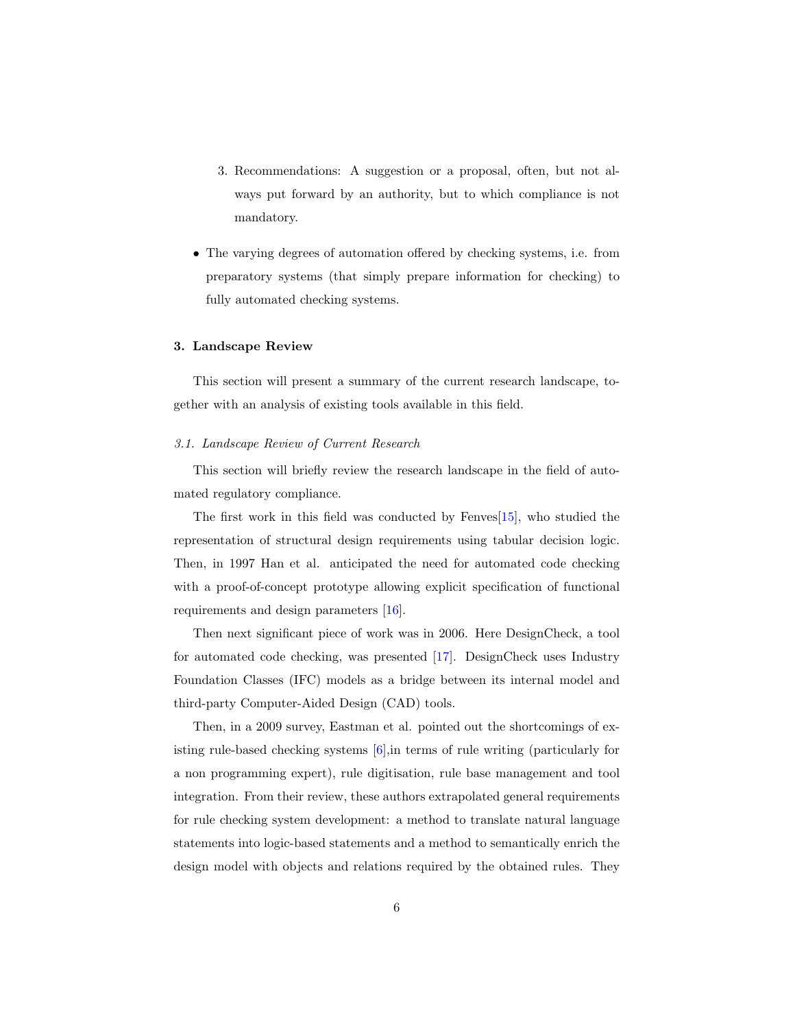3. Recommendations: A suggestion or a proposal, often, but not always put forward by an authority, but to which compliance is not mandatory.

- The varying degrees of automation offered by checking systems, i.e. from preparatory systems (that simply prepare information for checking) to fully automated checking systems.

## 3. Landscape Review

This section will present a summary of the current research landscape, together with an analysis of existing tools available in this field.

### *3.1. Landscape Review of Current Research*

This section will briefly review the research landscape in the field of automated regulatory compliance.

The first work in this field was conducted by Fenves[15], who studied the representation of structural design requirements using tabular decision logic. Then, in 1997 Han et al. anticipated the need for automated code checking with a proof-of-concept prototype allowing explicit specification of functional requirements and design parameters [16].

Then next significant piece of work was in 2006. Here DesignCheck, a tool for automated code checking, was presented [17]. DesignCheck uses Industry Foundation Classes (IFC) models as a bridge between its internal model and third-party Computer-Aided Design (CAD) tools.

Then, in a 2009 survey, Eastman et al. pointed out the shortcomings of existing rule-based checking systems [6],in terms of rule writing (particularly for a non programming expert), rule digitisation, rule base management and tool integration. From their review, these authors extrapolated general requirements for rule checking system development: a method to translate natural language statements into logic-based statements and a method to semantically enrich the design model with objects and relations required by the obtained rules. They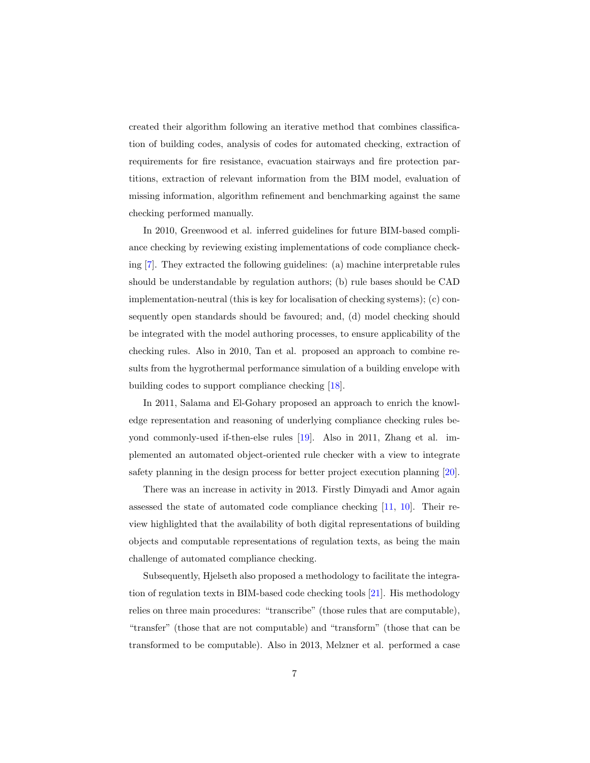created their algorithm following an iterative method that combines classification of building codes, analysis of codes for automated checking, extraction of requirements for fire resistance, evacuation stairways and fire protection partitions, extraction of relevant information from the BIM model, evaluation of missing information, algorithm refinement and benchmarking against the same checking performed manually.

In 2010, Greenwood et al. inferred guidelines for future BIM-based compliance checking by reviewing existing implementations of code compliance checking [7]. They extracted the following guidelines: (a) machine interpretable rules should be understandable by regulation authors; (b) rule bases should be CAD implementation-neutral (this is key for localisation of checking systems); (c) consequently open standards should be favoured; and, (d) model checking should be integrated with the model authoring processes, to ensure applicability of the checking rules. Also in 2010, Tan et al. proposed an approach to combine results from the hygrothermal performance simulation of a building envelope with building codes to support compliance checking [18].

In 2011, Salama and El-Gohary proposed an approach to enrich the knowledge representation and reasoning of underlying compliance checking rules beyond commonly-used if-then-else rules [19]. Also in 2011, Zhang et al. implemented an automated object-oriented rule checker with a view to integrate safety planning in the design process for better project execution planning [20].

There was an increase in activity in 2013. Firstly Dimyadi and Amor again assessed the state of automated code compliance checking [11, 10]. Their review highlighted that the availability of both digital representations of building objects and computable representations of regulation texts, as being the main challenge of automated compliance checking.

Subsequently, Hjelseth also proposed a methodology to facilitate the integration of regulation texts in BIM-based code checking tools [21]. His methodology relies on three main procedures: "transcribe" (those rules that are computable), "transfer" (those that are not computable) and "transform" (those that can be transformed to be computable). Also in 2013, Melzner et al. performed a case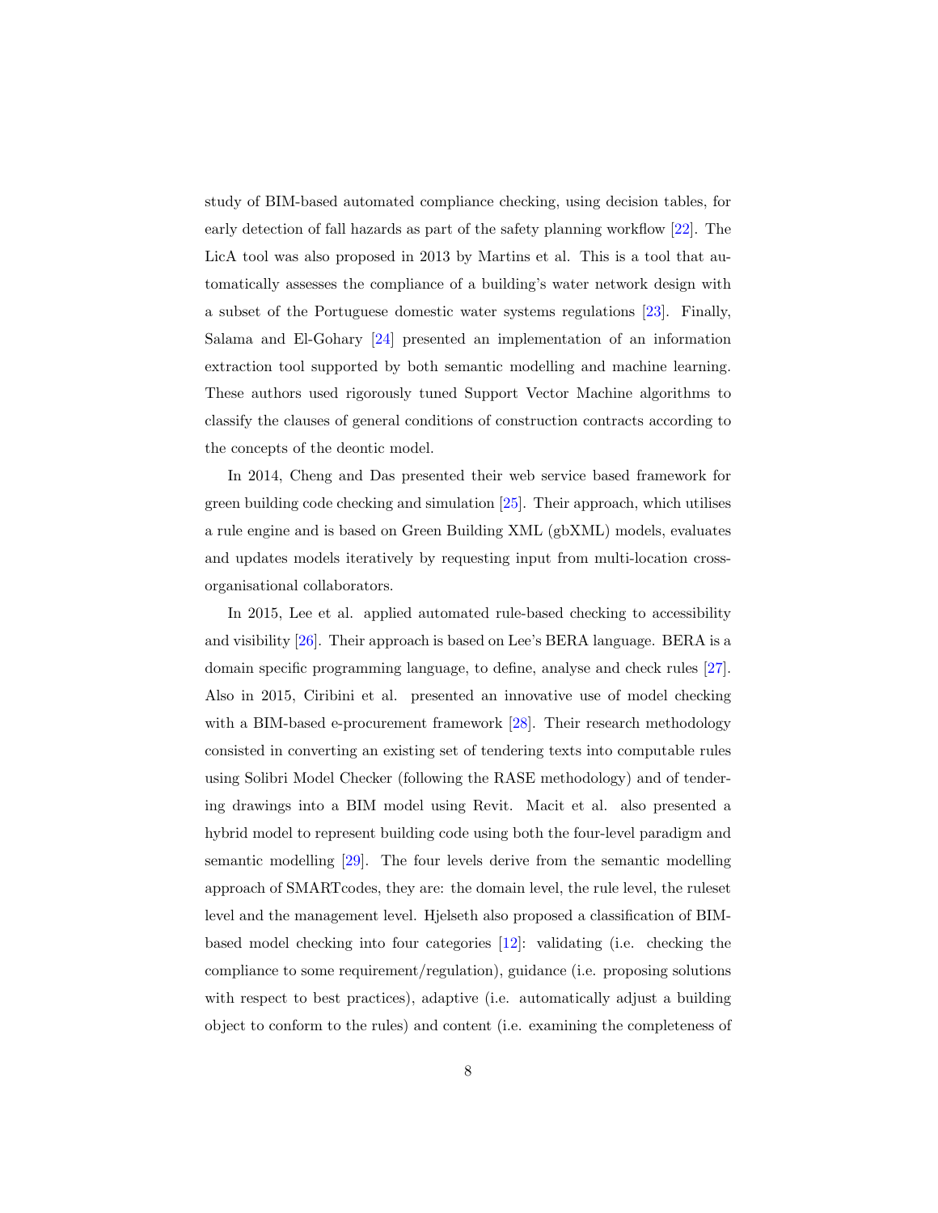study of BIM-based automated compliance checking, using decision tables, for early detection of fall hazards as part of the safety planning workflow [22]. The LicA tool was also proposed in 2013 by Martins et al. This is a tool that automatically assesses the compliance of a building's water network design with a subset of the Portuguese domestic water systems regulations [23]. Finally, Salama and El-Gohary [24] presented an implementation of an information extraction tool supported by both semantic modelling and machine learning. These authors used rigorously tuned Support Vector Machine algorithms to classify the clauses of general conditions of construction contracts according to the concepts of the deontic model.

In 2014, Cheng and Das presented their web service based framework for green building code checking and simulation [25]. Their approach, which utilises a rule engine and is based on Green Building XML (gbXML) models, evaluates and updates models iteratively by requesting input from multi-location cross-organisational collaborators.

In 2015, Lee et al. applied automated rule-based checking to accessibility and visibility [26]. Their approach is based on Lee's BERA language. BERA is a domain specific programming language, to define, analyse and check rules [27]. Also in 2015, Ciribini et al. presented an innovative use of model checking with a BIM-based e-procurement framework [28]. Their research methodology consisted in converting an existing set of tendering texts into computable rules using Solibri Model Checker (following the RASE methodology) and of tendering drawings into a BIM model using Revit. Macit et al. also presented a hybrid model to represent building code using both the four-level paradigm and semantic modelling [29]. The four levels derive from the semantic modelling approach of SMARTcodes, they are: the domain level, the rule level, the ruleset level and the management level. Hjelseth also proposed a classification of BIM-based model checking into four categories [12]: validating (i.e. checking the compliance to some requirement/regulation), guidance (i.e. proposing solutions with respect to best practices), adaptive (i.e. automatically adjust a building object to conform to the rules) and content (i.e. examining the completeness of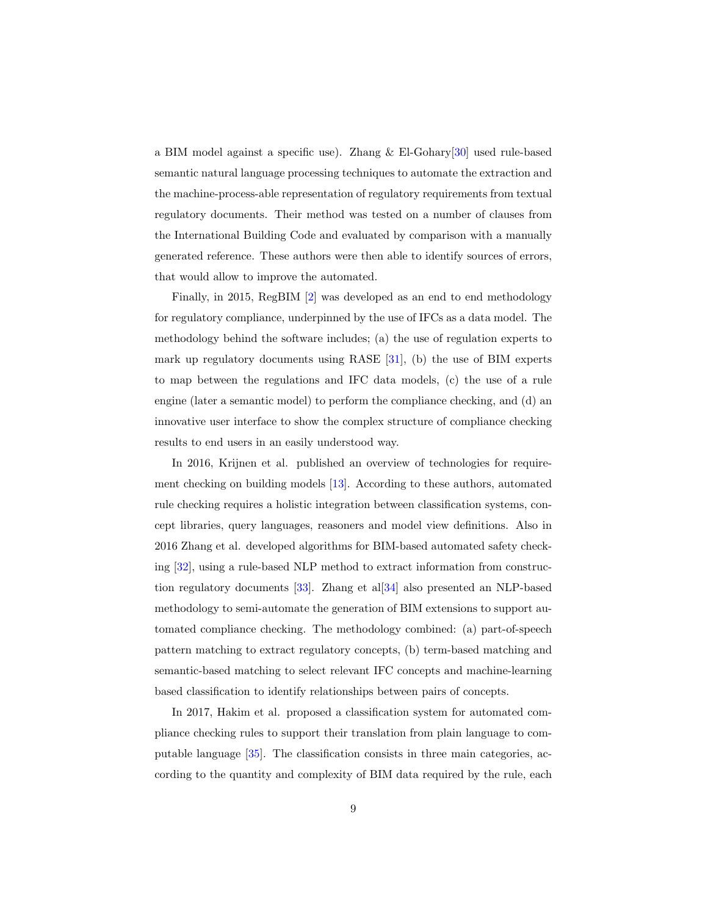a BIM model against a specific use). Zhang & El-Gohary[30] used rule-based semantic natural language processing techniques to automate the extraction and the machine-process-able representation of regulatory requirements from textual regulatory documents. Their method was tested on a number of clauses from the International Building Code and evaluated by comparison with a manually generated reference. These authors were then able to identify sources of errors, that would allow to improve the automated.

Finally, in 2015, RegBIM [2] was developed as an end to end methodology for regulatory compliance, underpinned by the use of IFCs as a data model. The methodology behind the software includes; (a) the use of regulation experts to mark up regulatory documents using RASE [31], (b) the use of BIM experts to map between the regulations and IFC data models, (c) the use of a rule engine (later a semantic model) to perform the compliance checking, and (d) an innovative user interface to show the complex structure of compliance checking results to end users in an easily understood way.

In 2016, Krijnen et al. published an overview of technologies for requirement checking on building models [13]. According to these authors, automated rule checking requires a holistic integration between classification systems, concept libraries, query languages, reasoners and model view definitions. Also in 2016 Zhang et al. developed algorithms for BIM-based automated safety checking [32], using a rule-based NLP method to extract information from construction regulatory documents [33]. Zhang et al[34] also presented an NLP-based methodology to semi-automate the generation of BIM extensions to support automated compliance checking. The methodology combined: (a) part-of-speech pattern matching to extract regulatory concepts, (b) term-based matching and semantic-based matching to select relevant IFC concepts and machine-learning based classification to identify relationships between pairs of concepts.

In 2017, Hakim et al. proposed a classification system for automated compliance checking rules to support their translation from plain language to computable language [35]. The classification consists in three main categories, according to the quantity and complexity of BIM data required by the rule, each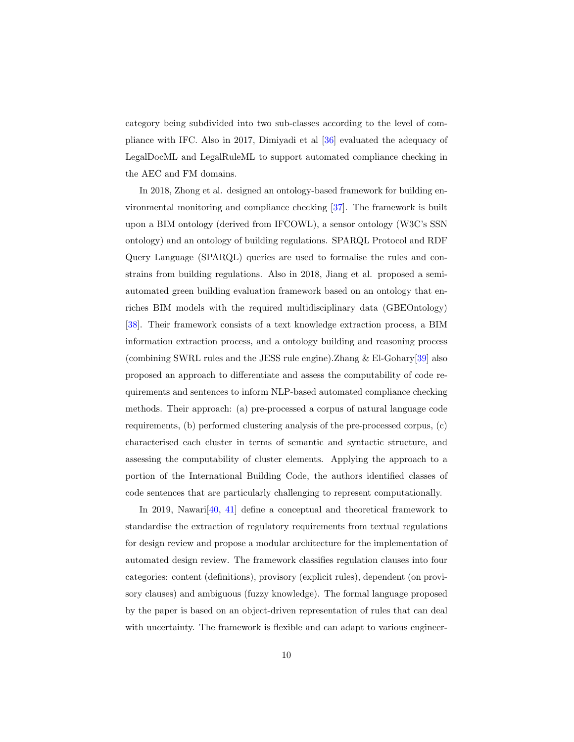category being subdivided into two sub-classes according to the level of compliance with IFC. Also in 2017, Dimiyadi et al [36] evaluated the adequacy of LegalDocML and LegalRuleML to support automated compliance checking in the AEC and FM domains.

In 2018, Zhong et al. designed an ontology-based framework for building environmental monitoring and compliance checking [37]. The framework is built upon a BIM ontology (derived from IFCOWL), a sensor ontology (W3C's SSN ontology) and an ontology of building regulations. SPARQL Protocol and RDF Query Language (SPARQL) queries are used to formalise the rules and constrains from building regulations. Also in 2018, Jiang et al. proposed a semi-automated green building evaluation framework based on an ontology that enriches BIM models with the required multidisciplinary data (GBEOntology) [38]. Their framework consists of a text knowledge extraction process, a BIM information extraction process, and a ontology building and reasoning process (combining SWRL rules and the JESS rule engine).Zhang & El-Gohary[39] also proposed an approach to differentiate and assess the computability of code requirements and sentences to inform NLP-based automated compliance checking methods. Their approach: (a) pre-processed a corpus of natural language code requirements, (b) performed clustering analysis of the pre-processed corpus, (c) characterised each cluster in terms of semantic and syntactic structure, and assessing the computability of cluster elements. Applying the approach to a portion of the International Building Code, the authors identified classes of code sentences that are particularly challenging to represent computationally.

In 2019, Nawari[40, 41] define a conceptual and theoretical framework to standardise the extraction of regulatory requirements from textual regulations for design review and propose a modular architecture for the implementation of automated design review. The framework classifies regulation clauses into four categories: content (definitions), provisory (explicit rules), dependent (on provisory clauses) and ambiguous (fuzzy knowledge). The formal language proposed by the paper is based on an object-driven representation of rules that can deal with uncertainty. The framework is flexible and can adapt to various engineer-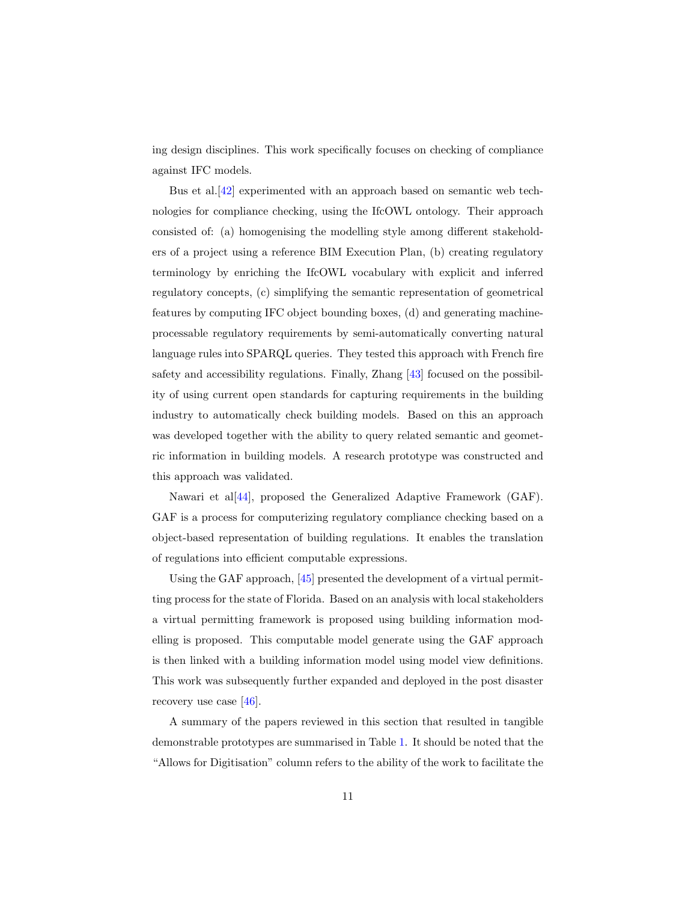ing design disciplines. This work specifically focuses on checking of compliance against IFC models.

Bus et al.[42] experimented with an approach based on semantic web technologies for compliance checking, using the IfcOWL ontology. Their approach consisted of: (a) homogenising the modelling style among different stakeholders of a project using a reference BIM Execution Plan, (b) creating regulatory terminology by enriching the IfcOWL vocabulary with explicit and inferred regulatory concepts, (c) simplifying the semantic representation of geometrical features by computing IFC object bounding boxes, (d) and generating machine-processable regulatory requirements by semi-automatically converting natural language rules into SPARQL queries. They tested this approach with French fire safety and accessibility regulations. Finally, Zhang [43] focused on the possibility of using current open standards for capturing requirements in the building industry to automatically check building models. Based on this an approach was developed together with the ability to query related semantic and geometric information in building models. A research prototype was constructed and this approach was validated.

Nawari et al[44], proposed the Generalized Adaptive Framework (GAF). GAF is a process for computerizing regulatory compliance checking based on a object-based representation of building regulations. It enables the translation of regulations into efficient computable expressions.

Using the GAF approach, [45] presented the development of a virtual permitting process for the state of Florida. Based on an analysis with local stakeholders a virtual permitting framework is proposed using building information modelling is proposed. This computable model generate using the GAF approach is then linked with a building information model using model view definitions. This work was subsequently further expanded and deployed in the post disaster recovery use case [46].

A summary of the papers reviewed in this section that resulted in tangible demonstrable prototypes are summarised in Table 1. It should be noted that the "Allows for Digitisation" column refers to the ability of the work to facilitate the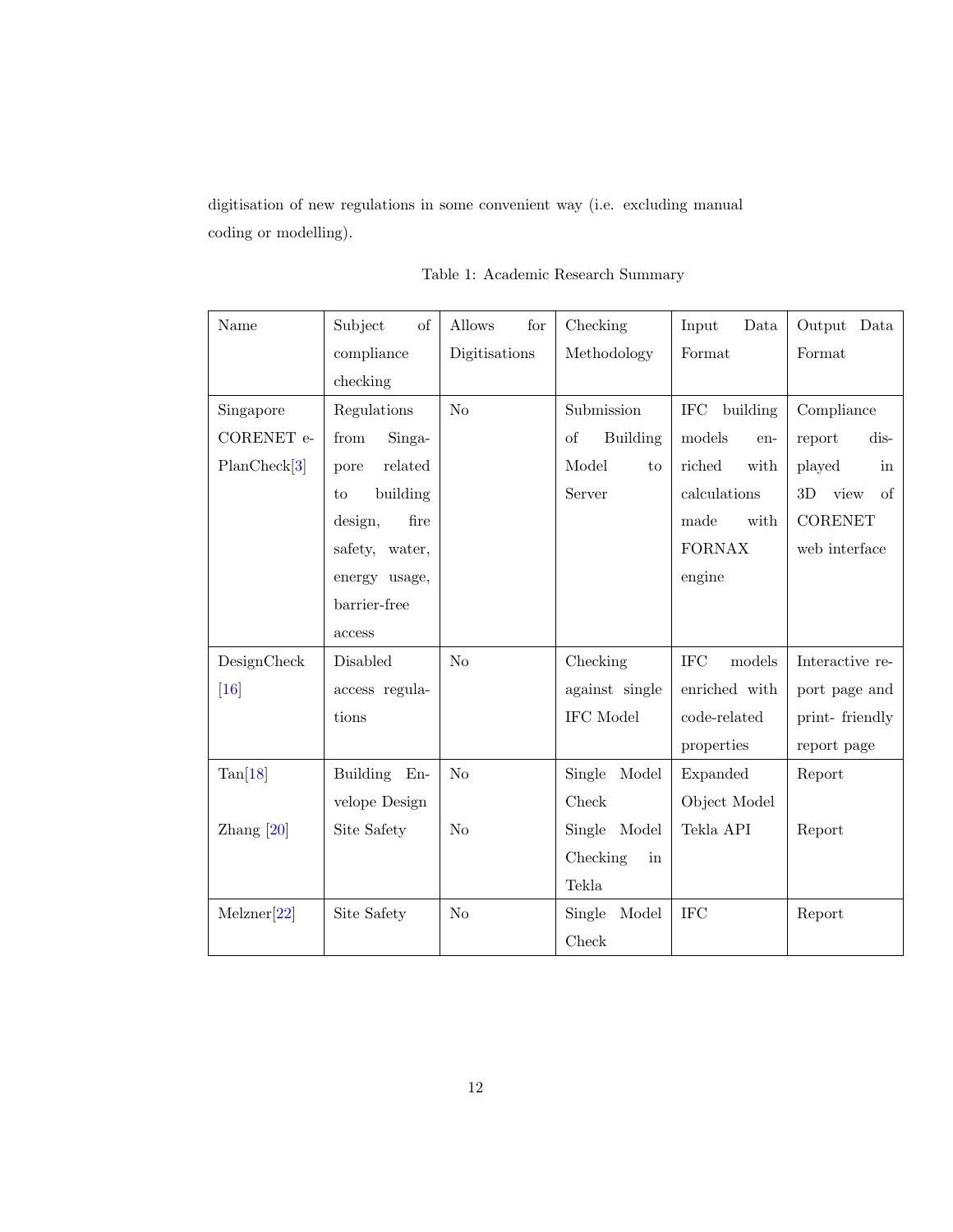digitisation of new regulations in some convenient way (i.e. excluding manual coding or modelling).

Table 1: Academic Research Summary

| Name | Subject of compliance checking | Allows for Digitisations | Checking Methodology | Input Data Format | Output Data Format |
|---|---|---|---|---|---|
| Singapore CORENET e-PlanCheck[3] | Regulations from Singapore related to building design, fire safety, water, energy usage, barrier-free access | No | Submission of Building Model to Server | IFC building models enriched with calculations made with FORNAX engine | Compliance report displayed in 3D view of CORENET web interface |
| DesignCheck [16] | Disabled access regulations | No | Checking against single IFC Model | IFC models enriched with code-related properties | Interactive report page and print- friendly report page |
| Tan[18] | Building Envelope Design | No | Single Model Check | Expanded Object Model | Report |
| Zhang [20] | Site Safety | No | Single Model Checking in Tekla | Tekla API | Report |
| Melzner[22] | Site Safety | No | Single Model Check | IFC | Report |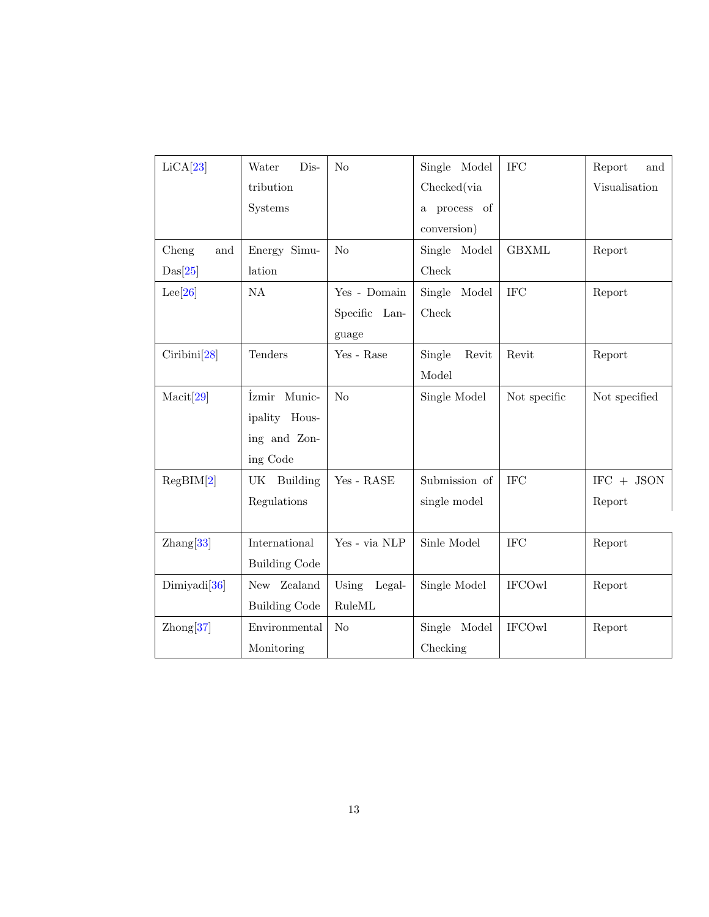| | | | | | |
|---|---|---|---|---|---|
| LiCA[23] | Water Distribution Systems | No | Single Model Checked(via a process of conversion) | IFC | Report and Visualisation |
| Cheng and Das[25] | Energy Simulation | No | Single Model Check | GBXML | Report |
| Lee[26] | NA | Yes - Domain Specific Language | Single Model Check | IFC | Report |
| Ciribini[28] | Tenders | Yes - Rase | Single Revit Model | Revit | Report |
| Macit[29] | İzmir Municipality Housing and Zoning Code | No | Single Model | Not specific | Not specified |
| RegBIM[2] | UK Building Regulations | Yes - RASE | Submission of single model | IFC | IFC + JSON Report |
| Zhang[33] | International Building Code | Yes - via NLP | Sinle Model | IFC | Report |
| Dimiyadi[36] | New Zealand Building Code | Using LegalRuleML | Single Model | IFCOwl | Report |
| Zhong[37] | Environmental Monitoring | No | Single Model Checking | IFCOwl | Report |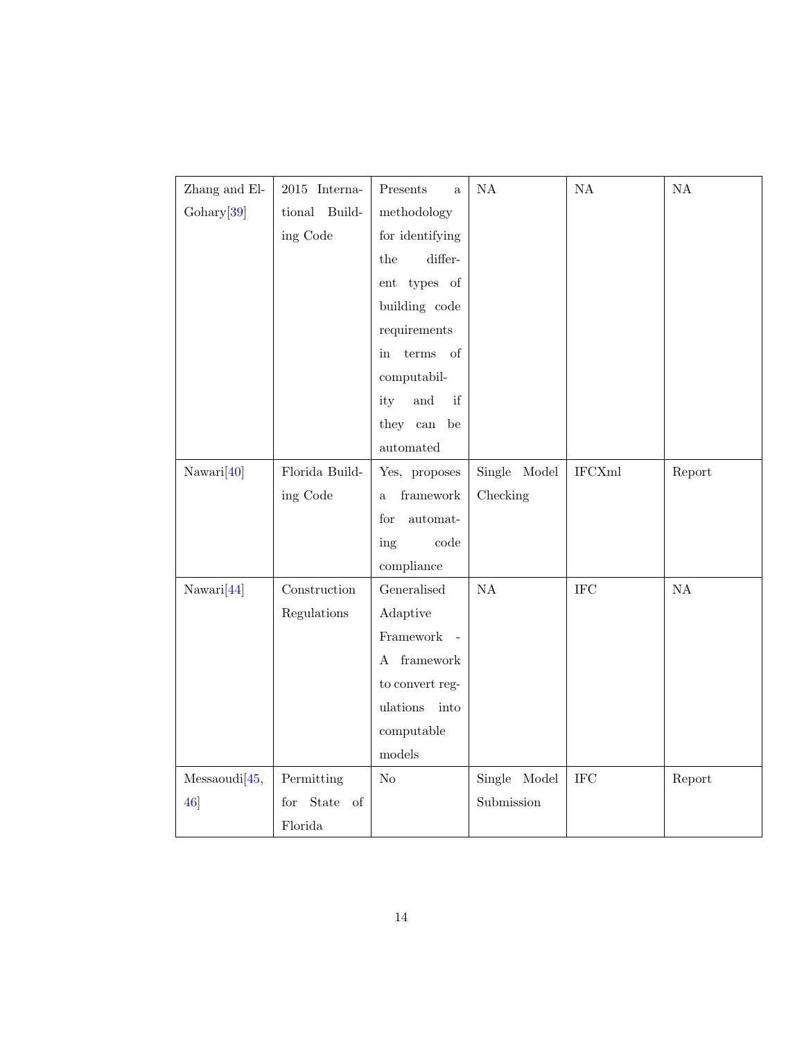| | | | | | |
|---|---|---|---|---|---|
| Zhang and El-Gohary[39] | 2015 International Building Code | Presents a methodology for identifying the different types of building code requirements in terms of computability and if they can be automated | NA | NA | NA |
| Nawari[40] | Florida Building Code | Yes, proposes a framework for automating code compliance | Single Model Checking | IFCXml | Report |
| Nawari[44] | Construction Regulations | Generalised Adaptive Framework - A framework to convert regulations into computable models | NA | IFC | NA |
| Messaoudi[45, 46] | Permitting for State of Florida | No | Single Model Submission | IFC | Report |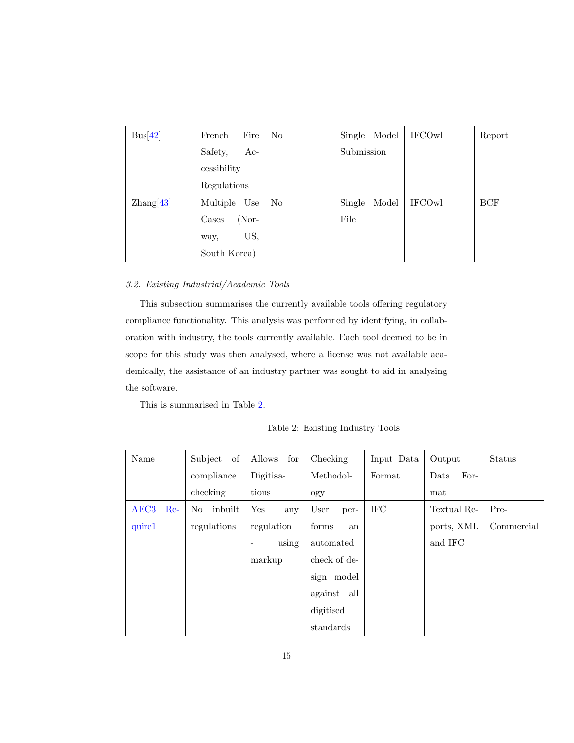| Bus[42] | French Fire Safety, Accessibility Regulations | No | Single Model Submission | IFCOwl | Report |
|---|---|---|---|---|---|
| Zhang[43] | Multiple Use Cases (Norway, US, South Korea) | No | Single Model File | IFCOwl | BCF |

### *3.2. Existing Industrial/Academic Tools*

This subsection summarises the currently available tools offering regulatory compliance functionality. This analysis was performed by identifying, in collaboration with industry, the tools currently available. Each tool deemed to be in scope for this study was then analysed, where a license was not available academically, the assistance of an industry partner was sought to aid in analysing the software.

This is summarised in Table 2.

Table 2: Existing Industry Tools

| Name | Subject of compliance checking | Allows for Digitisations | Checking Methodology | Input Data Format | Output Data Format | Status |
|---|---|---|---|---|---|---|
| AEC3 Require1 | No inbuilt regulations | Yes any regulation - using markup | User performs an automated check of design model against all digitised standards | IFC | Textual Reports, XML and IFC | Pre-Commercial |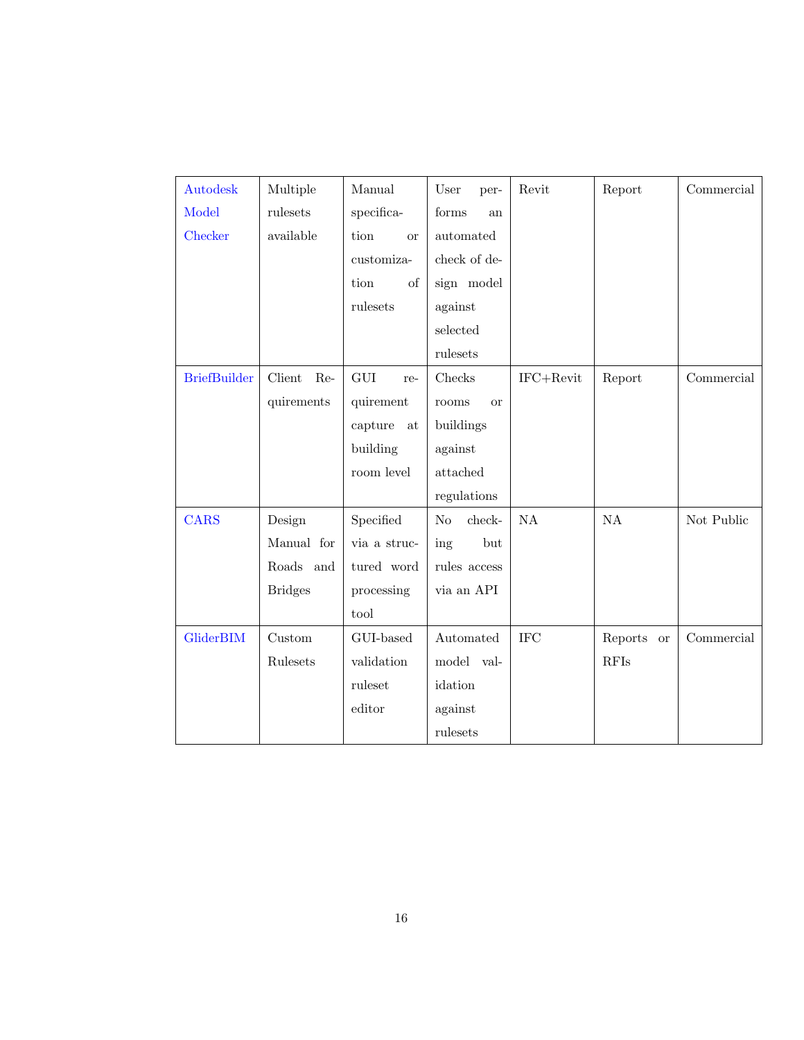| | | | | | | |
|---|---|---|---|---|---|---|
| Autodesk Model Checker | Multiple rulesets available | Manual specification or customization of rulesets | User performs an automated check of design model against selected rulesets | Revit | Report | Commercial |
| BriefBuilder | Client Requirements | GUI requirement capture at building room level | Checks rooms or buildings against attached regulations | IFC+Revit | Report | Commercial |
| CARS | Design Manual for Roads and Bridges | Specified via a structured word processing tool | No checking but rules access via an API | NA | NA | Not Public |
| GliderBIM | Custom Rulesets | GUI-based validation ruleset editor | Automated model validation against rulesets | IFC | Reports or RFIs | Commercial |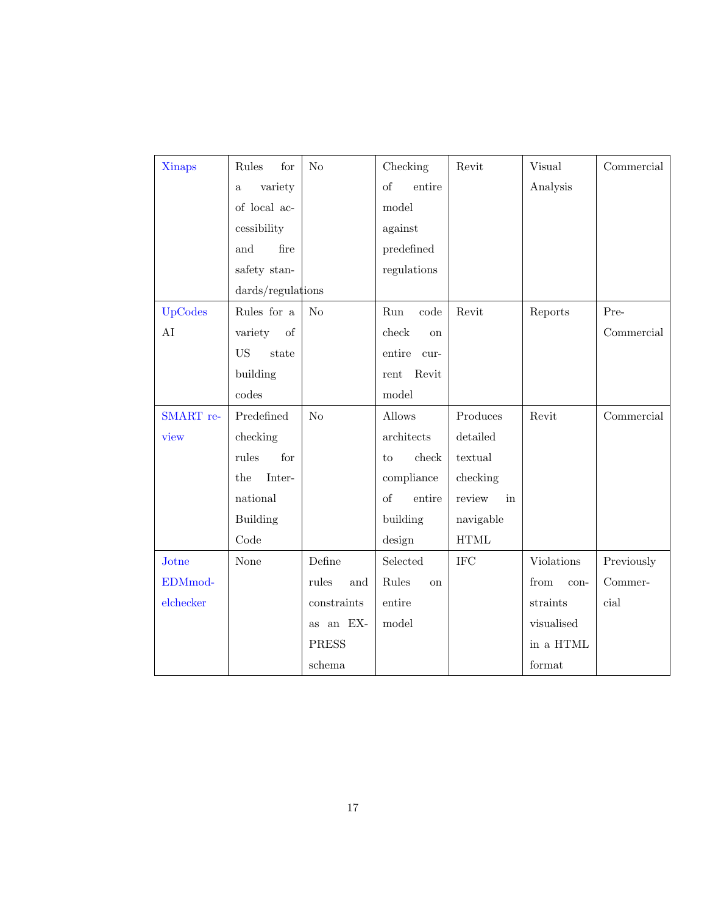| | | | | | | |
|---|---|---|---|---|---|---|
| Xinaps | Rules for a variety of local accessibility and fire safety standards/regulations | No | Checking of entire model against predefined regulations | Revit | Visual Analysis | Commercial |
| UpCodes AI | Rules for a variety of US state building codes | No | Run code check on entire current Revit model | Revit | Reports | Pre-Commercial |
| SMART review | Predefined checking rules for the International Building Code | No | Allows architects to check compliance of entire building design | Produces detailed textual checking review in navigable HTML | Revit | Commercial |
| Jotne EDMmodelchecker | None | Define rules and constraints as an EXPRESS schema | Selected Rules on entire model | IFC | Violations from constraints visualised in a HTML format | Previously Commercial |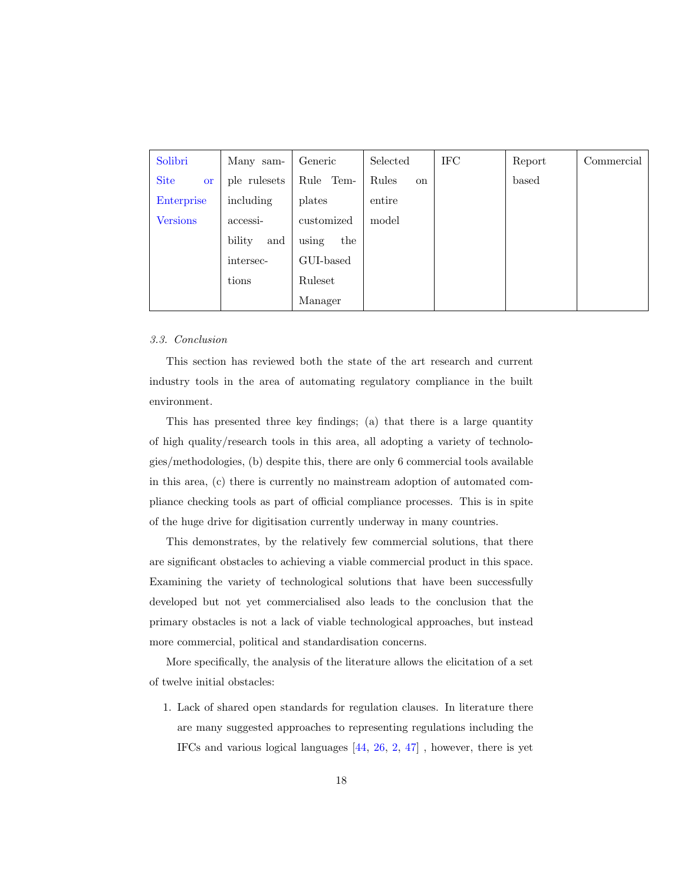| Solibri Site or Enterprise Versions | Many sample rulesets including accessibility and intersections | Generic Rule Templates customized using the GUI-based Ruleset Manager | Selected Rules on entire model | IFC | Report based | Commercial |
|---|---|---|---|---|---|---|

*3.3. Conclusion*

This section has reviewed both the state of the art research and current industry tools in the area of automating regulatory compliance in the built environment.

This has presented three key findings; (a) that there is a large quantity of high quality/research tools in this area, all adopting a variety of technologies/methodologies, (b) despite this, there are only 6 commercial tools available in this area, (c) there is currently no mainstream adoption of automated compliance checking tools as part of official compliance processes. This is in spite of the huge drive for digitisation currently underway in many countries.

This demonstrates, by the relatively few commercial solutions, that there are significant obstacles to achieving a viable commercial product in this space. Examining the variety of technological solutions that have been successfully developed but not yet commercialised also leads to the conclusion that the primary obstacles is not a lack of viable technological approaches, but instead more commercial, political and standardisation concerns.

More specifically, the analysis of the literature allows the elicitation of a set of twelve initial obstacles:

1. Lack of shared open standards for regulation clauses. In literature there are many suggested approaches to representing regulations including the IFCs and various logical languages [44, 26, 2, 47] , however, there is yet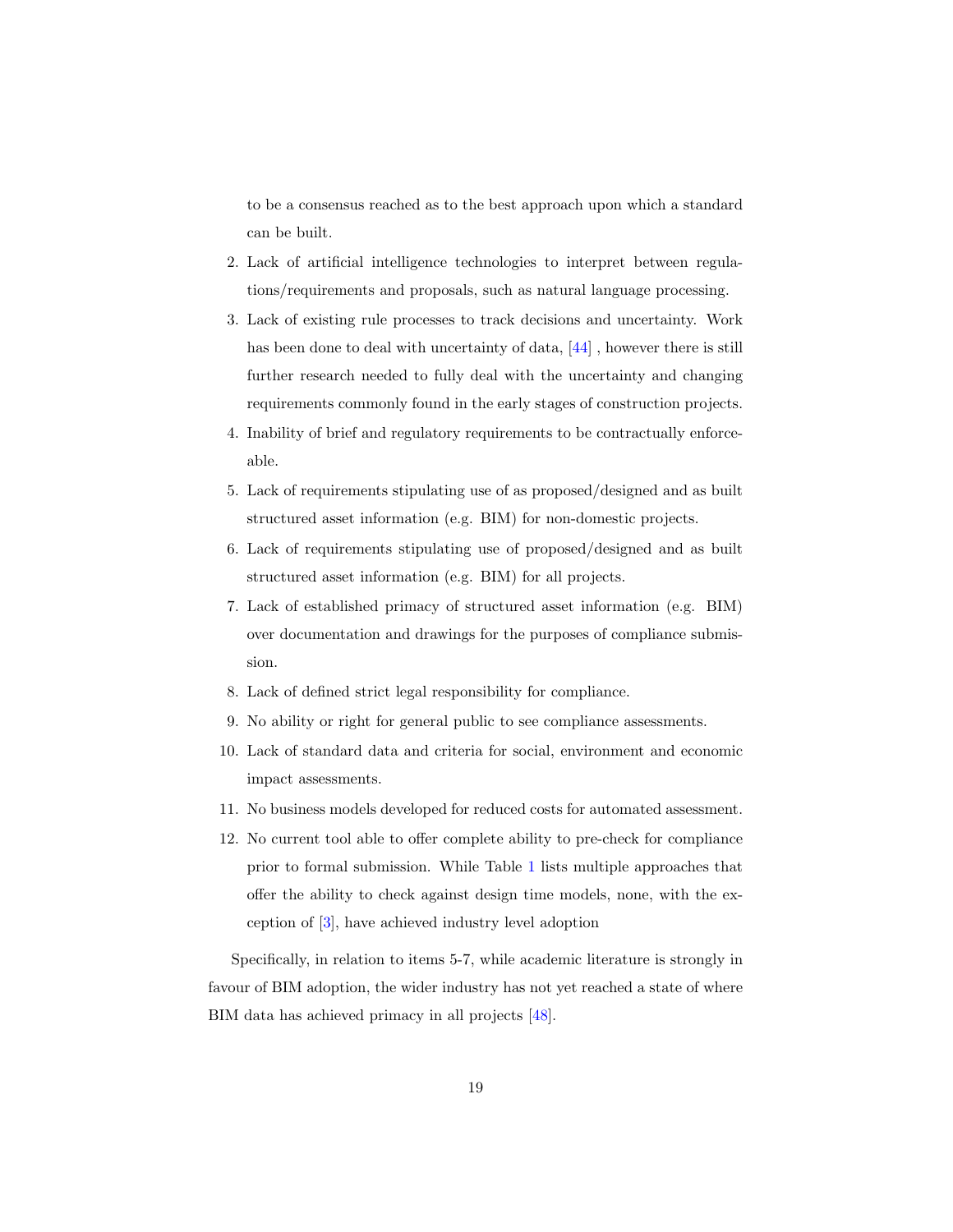to be a consensus reached as to the best approach upon which a standard can be built.

2. Lack of artificial intelligence technologies to interpret between regulations/requirements and proposals, such as natural language processing.
3. Lack of existing rule processes to track decisions and uncertainty. Work has been done to deal with uncertainty of data, [44] , however there is still further research needed to fully deal with the uncertainty and changing requirements commonly found in the early stages of construction projects.
4. Inability of brief and regulatory requirements to be contractually enforceable.
5. Lack of requirements stipulating use of as proposed/designed and as built structured asset information (e.g. BIM) for non-domestic projects.
6. Lack of requirements stipulating use of proposed/designed and as built structured asset information (e.g. BIM) for all projects.
7. Lack of established primacy of structured asset information (e.g. BIM) over documentation and drawings for the purposes of compliance submission.
8. Lack of defined strict legal responsibility for compliance.
9. No ability or right for general public to see compliance assessments.
10. Lack of standard data and criteria for social, environment and economic impact assessments.
11. No business models developed for reduced costs for automated assessment.
12. No current tool able to offer complete ability to pre-check for compliance prior to formal submission. While Table 1 lists multiple approaches that offer the ability to check against design time models, none, with the exception of [3], have achieved industry level adoption

Specifically, in relation to items 5-7, while academic literature is strongly in favour of BIM adoption, the wider industry has not yet reached a state of where BIM data has achieved primacy in all projects [48].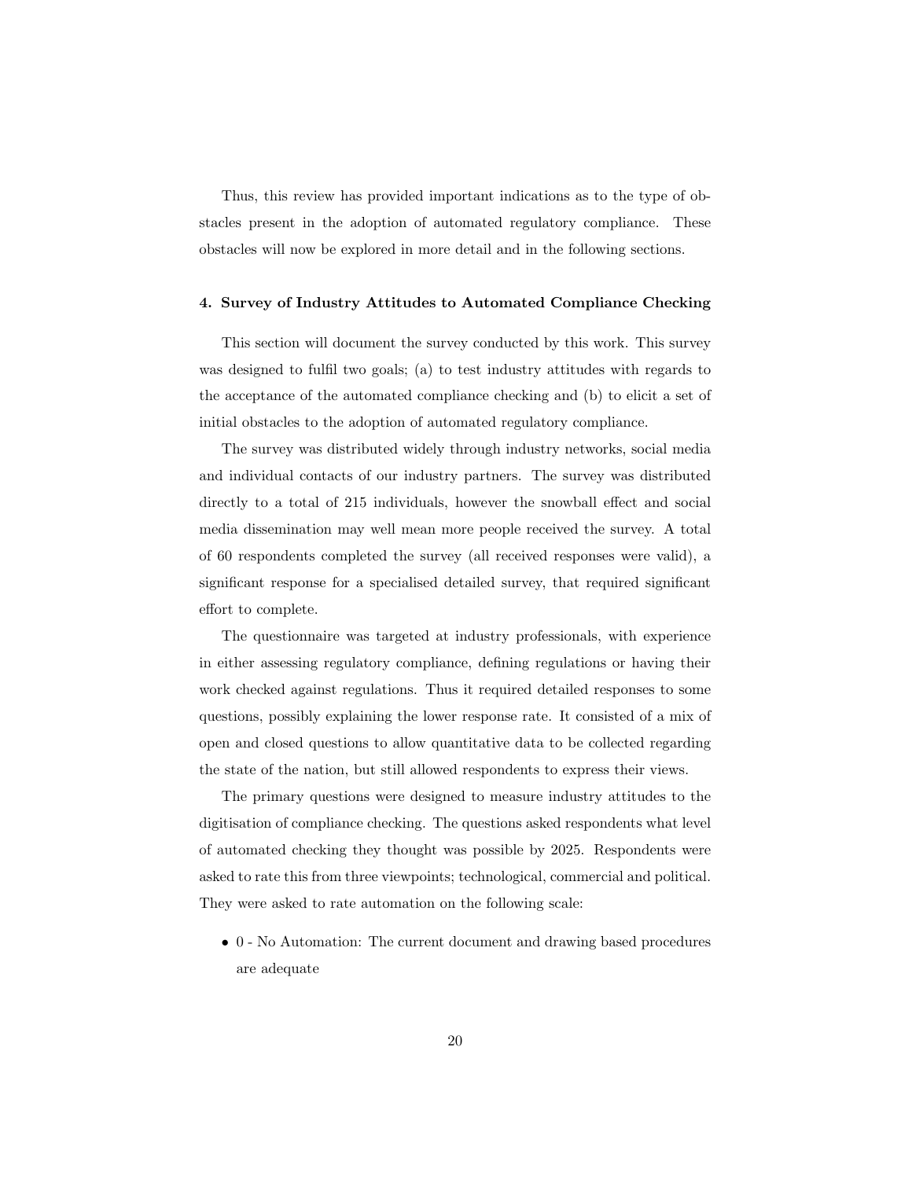Thus, this review has provided important indications as to the type of obstacles present in the adoption of automated regulatory compliance. These obstacles will now be explored in more detail and in the following sections.

## 4. Survey of Industry Attitudes to Automated Compliance Checking

This section will document the survey conducted by this work. This survey was designed to fulfil two goals; (a) to test industry attitudes with regards to the acceptance of the automated compliance checking and (b) to elicit a set of initial obstacles to the adoption of automated regulatory compliance.

The survey was distributed widely through industry networks, social media and individual contacts of our industry partners. The survey was distributed directly to a total of 215 individuals, however the snowball effect and social media dissemination may well mean more people received the survey. A total of 60 respondents completed the survey (all received responses were valid), a significant response for a specialised detailed survey, that required significant effort to complete.

The questionnaire was targeted at industry professionals, with experience in either assessing regulatory compliance, defining regulations or having their work checked against regulations. Thus it required detailed responses to some questions, possibly explaining the lower response rate. It consisted of a mix of open and closed questions to allow quantitative data to be collected regarding the state of the nation, but still allowed respondents to express their views.

The primary questions were designed to measure industry attitudes to the digitisation of compliance checking. The questions asked respondents what level of automated checking they thought was possible by 2025. Respondents were asked to rate this from three viewpoints; technological, commercial and political. They were asked to rate automation on the following scale:

- 0 - No Automation: The current document and drawing based procedures are adequate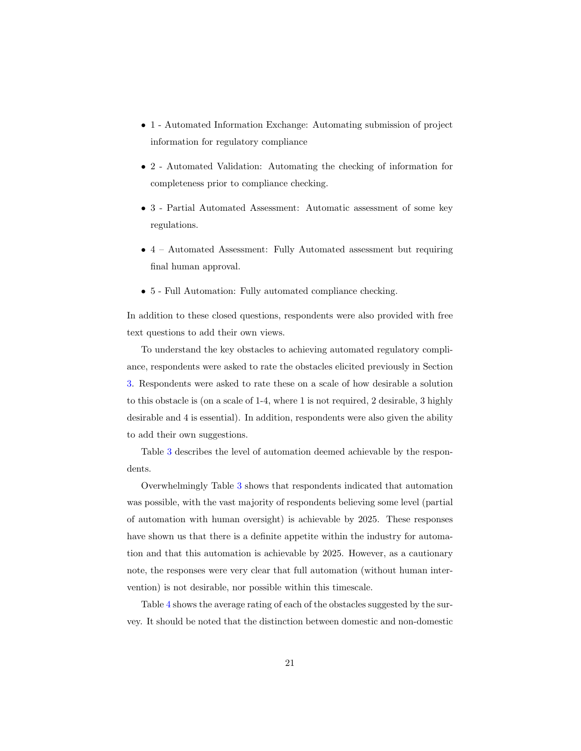- 1 - Automated Information Exchange: Automating submission of project information for regulatory compliance
- 2 - Automated Validation: Automating the checking of information for completeness prior to compliance checking.
- 3 - Partial Automated Assessment: Automatic assessment of some key regulations.
- 4 – Automated Assessment: Fully Automated assessment but requiring final human approval.
- 5 - Full Automation: Fully automated compliance checking.

In addition to these closed questions, respondents were also provided with free text questions to add their own views.

To understand the key obstacles to achieving automated regulatory compliance, respondents were asked to rate the obstacles elicited previously in Section 3. Respondents were asked to rate these on a scale of how desirable a solution to this obstacle is (on a scale of 1-4, where 1 is not required, 2 desirable, 3 highly desirable and 4 is essential). In addition, respondents were also given the ability to add their own suggestions.

Table 3 describes the level of automation deemed achievable by the respondents.

Overwhelmingly Table 3 shows that respondents indicated that automation was possible, with the vast majority of respondents believing some level (partial of automation with human oversight) is achievable by 2025. These responses have shown us that there is a definite appetite within the industry for automation and that this automation is achievable by 2025. However, as a cautionary note, the responses were very clear that full automation (without human intervention) is not desirable, nor possible within this timescale.

Table 4 shows the average rating of each of the obstacles suggested by the survey. It should be noted that the distinction between domestic and non-domestic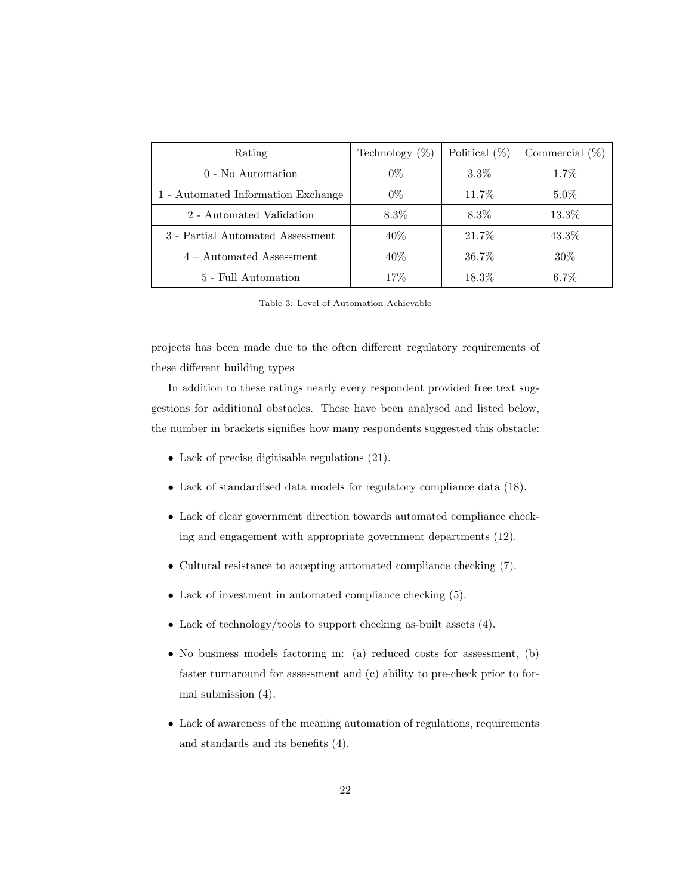| Rating | Technology (%) | Political (%) | Commercial (%) |
|---|---|---|---|
| 0 - No Automation | 0% | 3.3% | 1.7% |
| 1 - Automated Information Exchange | 0% | 11.7% | 5.0% |
| 2 - Automated Validation | 8.3% | 8.3% | 13.3% |
| 3 - Partial Automated Assessment | 40% | 21.7% | 43.3% |
| 4 – Automated Assessment | 40% | 36.7% | 30% |
| 5 - Full Automation | 17% | 18.3% | 6.7% |

Table 3: Level of Automation Achievable

projects has been made due to the often different regulatory requirements of these different building types

In addition to these ratings nearly every respondent provided free text suggestions for additional obstacles. These have been analysed and listed below, the number in brackets signifies how many respondents suggested this obstacle:

- Lack of precise digitisable regulations (21).
- Lack of standardised data models for regulatory compliance data (18).
- Lack of clear government direction towards automated compliance checking and engagement with appropriate government departments (12).
- Cultural resistance to accepting automated compliance checking (7).
- Lack of investment in automated compliance checking (5).
- Lack of technology/tools to support checking as-built assets (4).
- No business models factoring in: (a) reduced costs for assessment, (b) faster turnaround for assessment and (c) ability to pre-check prior to formal submission (4).
- Lack of awareness of the meaning automation of regulations, requirements and standards and its benefits (4).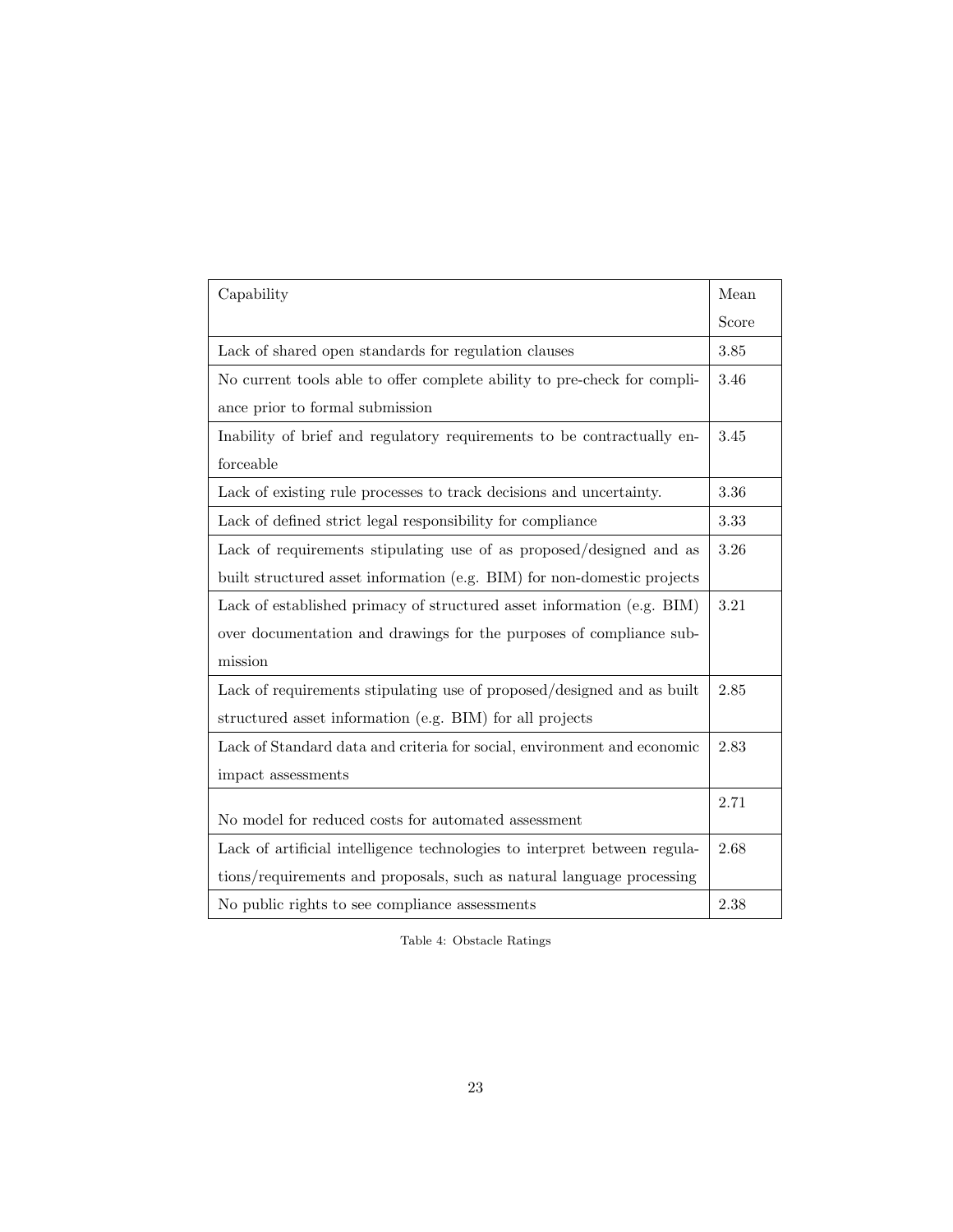| Capability | Mean Score |
| --- | --- |
| Lack of shared open standards for regulation clauses | 3.85 |
| No current tools able to offer complete ability to pre-check for compliance prior to formal submission | 3.46 |
| Inability of brief and regulatory requirements to be contractually enforceable | 3.45 |
| Lack of existing rule processes to track decisions and uncertainty. | 3.36 |
| Lack of defined strict legal responsibility for compliance | 3.33 |
| Lack of requirements stipulating use of as proposed/designed and as built structured asset information (e.g. BIM) for non-domestic projects | 3.26 |
| Lack of established primacy of structured asset information (e.g. BIM) over documentation and drawings for the purposes of compliance submission | 3.21 |
| Lack of requirements stipulating use of proposed/designed and as built structured asset information (e.g. BIM) for all projects | 2.85 |
| Lack of Standard data and criteria for social, environment and economic impact assessments | 2.83 |
| No model for reduced costs for automated assessment | 2.71 |
| Lack of artificial intelligence technologies to interpret between regulations/requirements and proposals, such as natural language processing | 2.68 |
| No public rights to see compliance assessments | 2.38 |

Table 4: Obstacle Ratings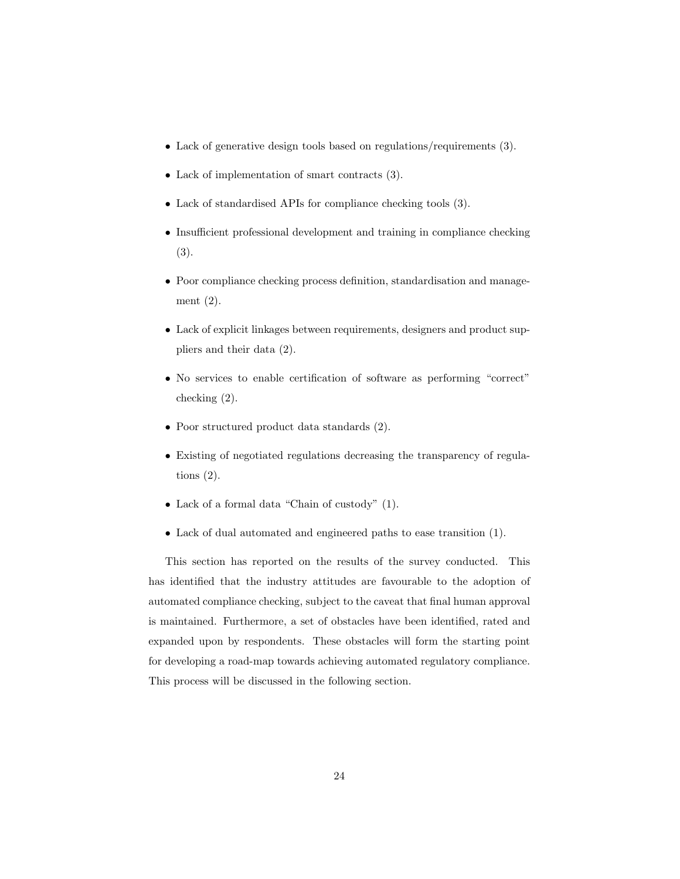- Lack of generative design tools based on regulations/requirements (3).
- Lack of implementation of smart contracts (3).
- Lack of standardised APIs for compliance checking tools (3).
- Insufficient professional development and training in compliance checking (3).
- Poor compliance checking process definition, standardisation and management (2).
- Lack of explicit linkages between requirements, designers and product suppliers and their data (2).
- No services to enable certification of software as performing "correct" checking (2).
- Poor structured product data standards (2).
- Existing of negotiated regulations decreasing the transparency of regulations (2).
- Lack of a formal data "Chain of custody" (1).
- Lack of dual automated and engineered paths to ease transition (1).

This section has reported on the results of the survey conducted. This has identified that the industry attitudes are favourable to the adoption of automated compliance checking, subject to the caveat that final human approval is maintained. Furthermore, a set of obstacles have been identified, rated and expanded upon by respondents. These obstacles will form the starting point for developing a road-map towards achieving automated regulatory compliance. This process will be discussed in the following section.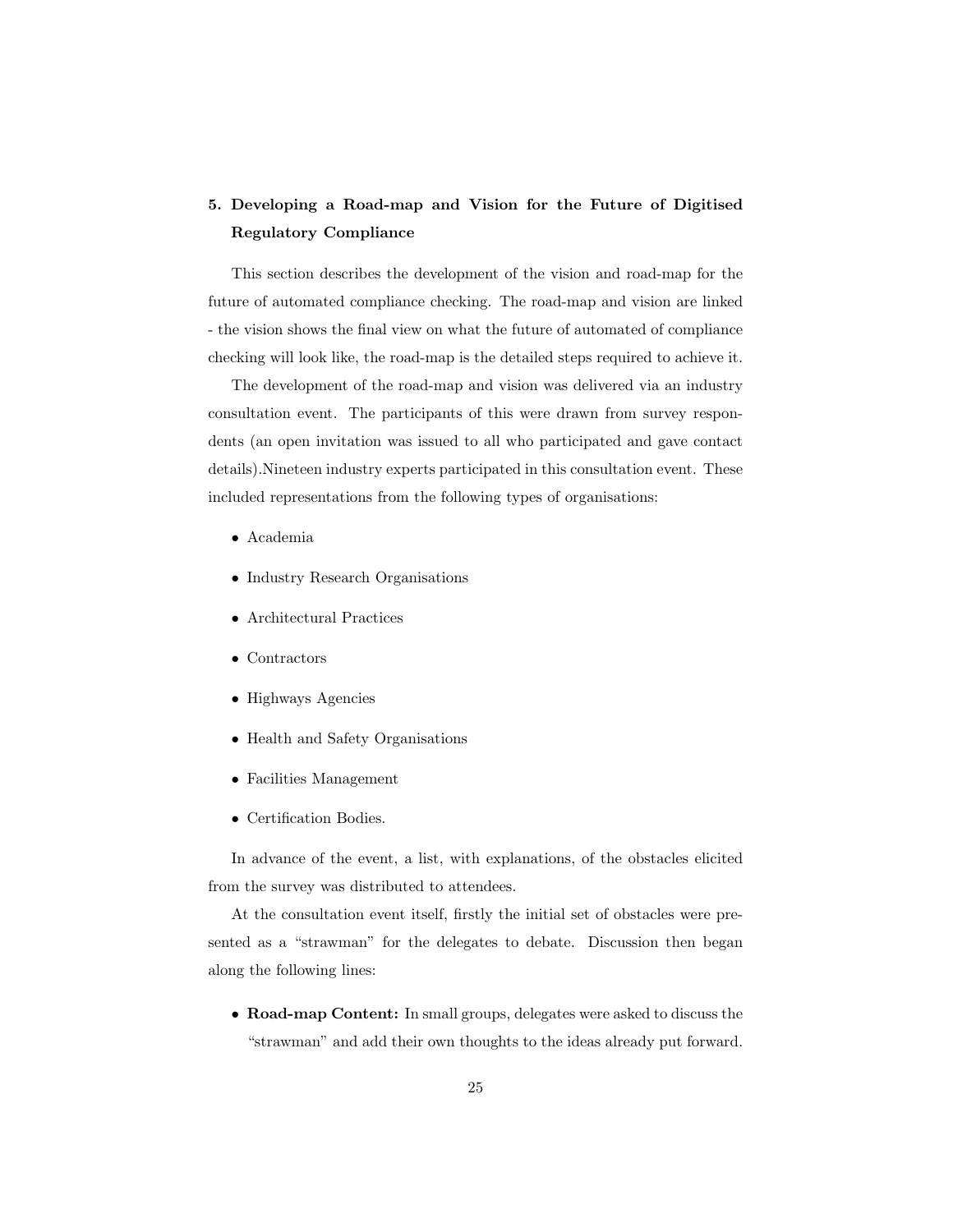## 5. Developing a Road-map and Vision for the Future of Digitised Regulatory Compliance

This section describes the development of the vision and road-map for the future of automated compliance checking. The road-map and vision are linked - the vision shows the final view on what the future of automated of compliance checking will look like, the road-map is the detailed steps required to achieve it.

The development of the road-map and vision was delivered via an industry consultation event. The participants of this were drawn from survey respondents (an open invitation was issued to all who participated and gave contact details).Nineteen industry experts participated in this consultation event. These included representations from the following types of organisations:

- Academia
- Industry Research Organisations
- Architectural Practices
- Contractors
- Highways Agencies
- Health and Safety Organisations
- Facilities Management
- Certification Bodies.

In advance of the event, a list, with explanations, of the obstacles elicited from the survey was distributed to attendees.

At the consultation event itself, firstly the initial set of obstacles were presented as a "strawman" for the delegates to debate. Discussion then began along the following lines:

- **Road-map Content:** In small groups, delegates were asked to discuss the "strawman" and add their own thoughts to the ideas already put forward.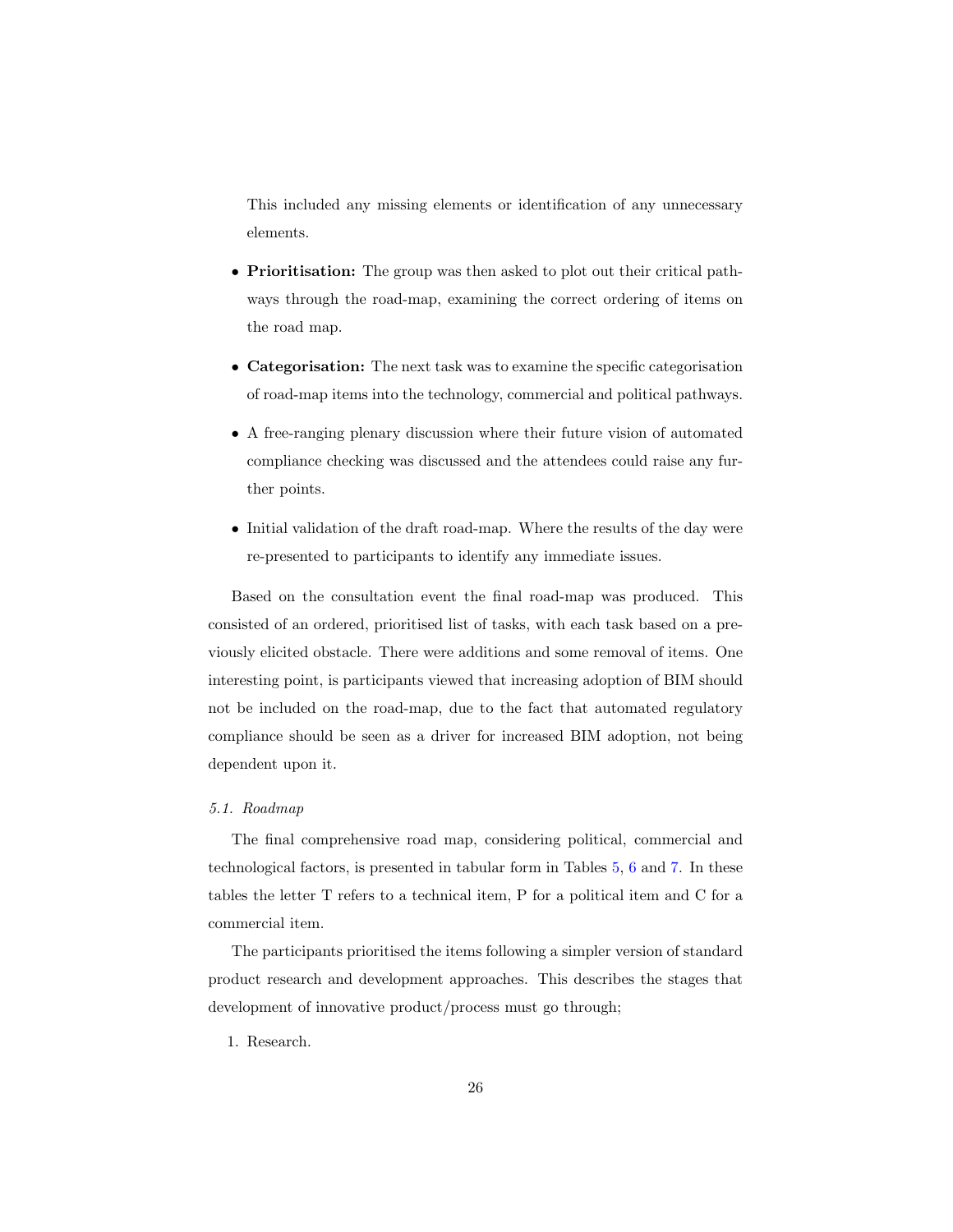This included any missing elements or identification of any unnecessary elements.

- **Prioritisation:** The group was then asked to plot out their critical pathways through the road-map, examining the correct ordering of items on the road map.
- **Categorisation:** The next task was to examine the specific categorisation of road-map items into the technology, commercial and political pathways.
- A free-ranging plenary discussion where their future vision of automated compliance checking was discussed and the attendees could raise any further points.
- Initial validation of the draft road-map. Where the results of the day were re-presented to participants to identify any immediate issues.

Based on the consultation event the final road-map was produced. This consisted of an ordered, prioritised list of tasks, with each task based on a previously elicited obstacle. There were additions and some removal of items. One interesting point, is participants viewed that increasing adoption of BIM should not be included on the road-map, due to the fact that automated regulatory compliance should be seen as a driver for increased BIM adoption, not being dependent upon it.

### *5.1. Roadmap*

The final comprehensive road map, considering political, commercial and technological factors, is presented in tabular form in Tables 5, 6 and 7. In these tables the letter T refers to a technical item, P for a political item and C for a commercial item.

The participants prioritised the items following a simpler version of standard product research and development approaches. This describes the stages that development of innovative product/process must go through;

1. Research.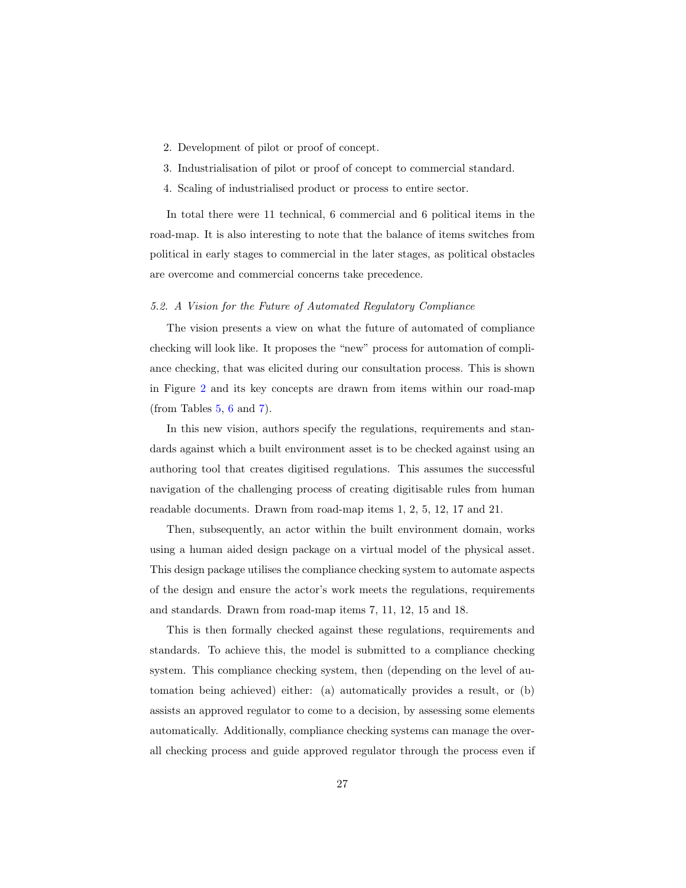2. Development of pilot or proof of concept.
3. Industrialisation of pilot or proof of concept to commercial standard.
4. Scaling of industrialised product or process to entire sector.

In total there were 11 technical, 6 commercial and 6 political items in the road-map. It is also interesting to note that the balance of items switches from political in early stages to commercial in the later stages, as political obstacles are overcome and commercial concerns take precedence.

### *5.2. A Vision for the Future of Automated Regulatory Compliance*

The vision presents a view on what the future of automated of compliance checking will look like. It proposes the "new" process for automation of compliance checking, that was elicited during our consultation process. This is shown in Figure 2 and its key concepts are drawn from items within our road-map (from Tables 5, 6 and 7).

In this new vision, authors specify the regulations, requirements and standards against which a built environment asset is to be checked against using an authoring tool that creates digitised regulations. This assumes the successful navigation of the challenging process of creating digitisable rules from human readable documents. Drawn from road-map items 1, 2, 5, 12, 17 and 21.

Then, subsequently, an actor within the built environment domain, works using a human aided design package on a virtual model of the physical asset. This design package utilises the compliance checking system to automate aspects of the design and ensure the actor's work meets the regulations, requirements and standards. Drawn from road-map items 7, 11, 12, 15 and 18.

This is then formally checked against these regulations, requirements and standards. To achieve this, the model is submitted to a compliance checking system. This compliance checking system, then (depending on the level of automation being achieved) either: (a) automatically provides a result, or (b) assists an approved regulator to come to a decision, by assessing some elements automatically. Additionally, compliance checking systems can manage the overall checking process and guide approved regulator through the process even if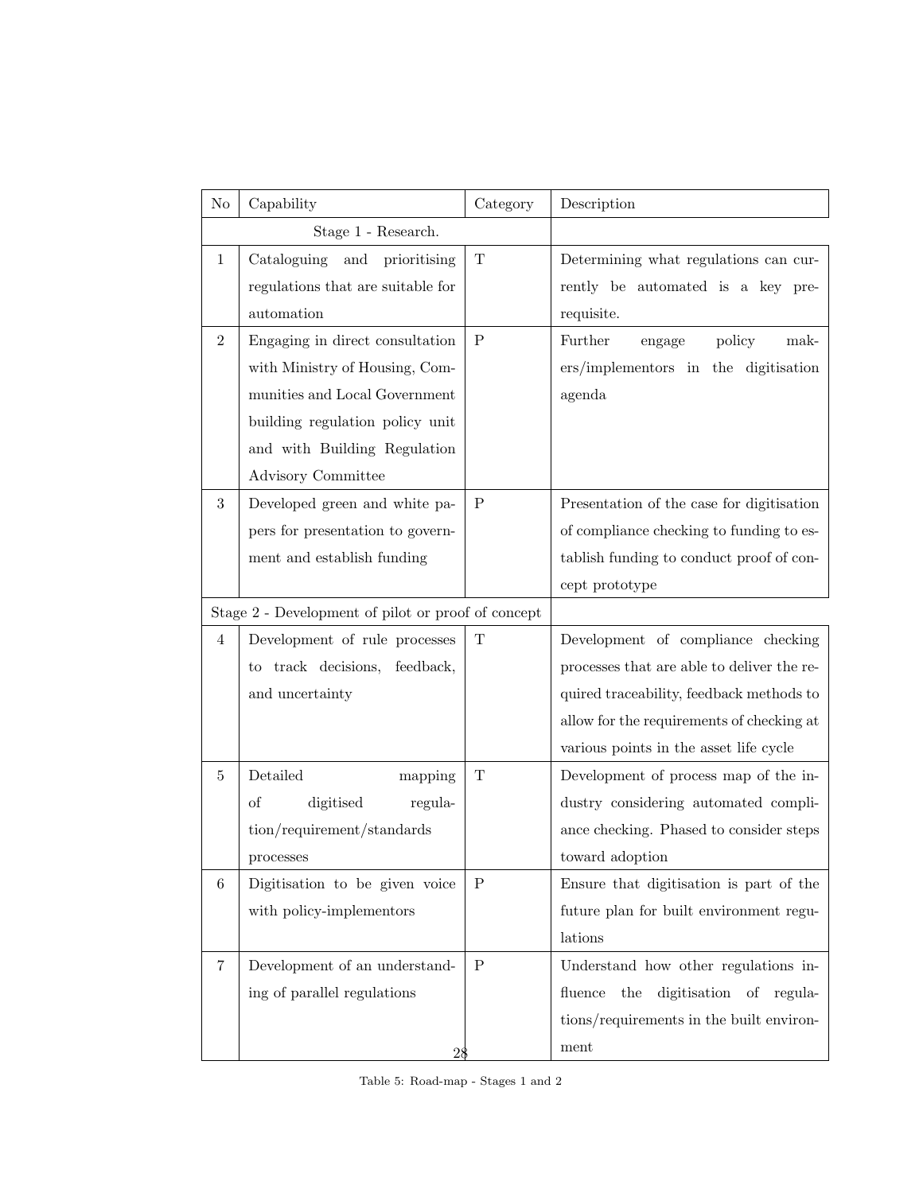| No | Capability | Category | Description |
|---|---|---|---|
| | Stage 1 - Research. | | |
| 1 | Cataloguing and prioritising regulations that are suitable for automation | T | Determining what regulations can currently be automated is a key prerequisite. |
| 2 | Engaging in direct consultation with Ministry of Housing, Communities and Local Government building regulation policy unit and with Building Regulation Advisory Committee | P | Further engage policy makers/implementors in the digitisation agenda |
| 3 | Developed green and white papers for presentation to government and establish funding | P | Presentation of the case for digitisation of compliance checking to funding to establish funding to conduct proof of concept prototype |
| | Stage 2 - Development of pilot or proof of concept | | |
| 4 | Development of rule processes to track decisions, feedback, and uncertainty | T | Development of compliance checking processes that are able to deliver the required traceability, feedback methods to allow for the requirements of checking at various points in the asset life cycle |
| 5 | Detailed mapping of digitised regulation/requirement/standards processes | T | Development of process map of the industry considering automated compliance checking. Phased to consider steps toward adoption |
| 6 | Digitisation to be given voice with policy-implementors | P | Ensure that digitisation is part of the future plan for built environment regulations |
| 7 | Development of an understanding of parallel regulations | P | Understand how other regulations influence the digitisation of regulations/requirements in the built environment |

Table 5: Road-map - Stages 1 and 2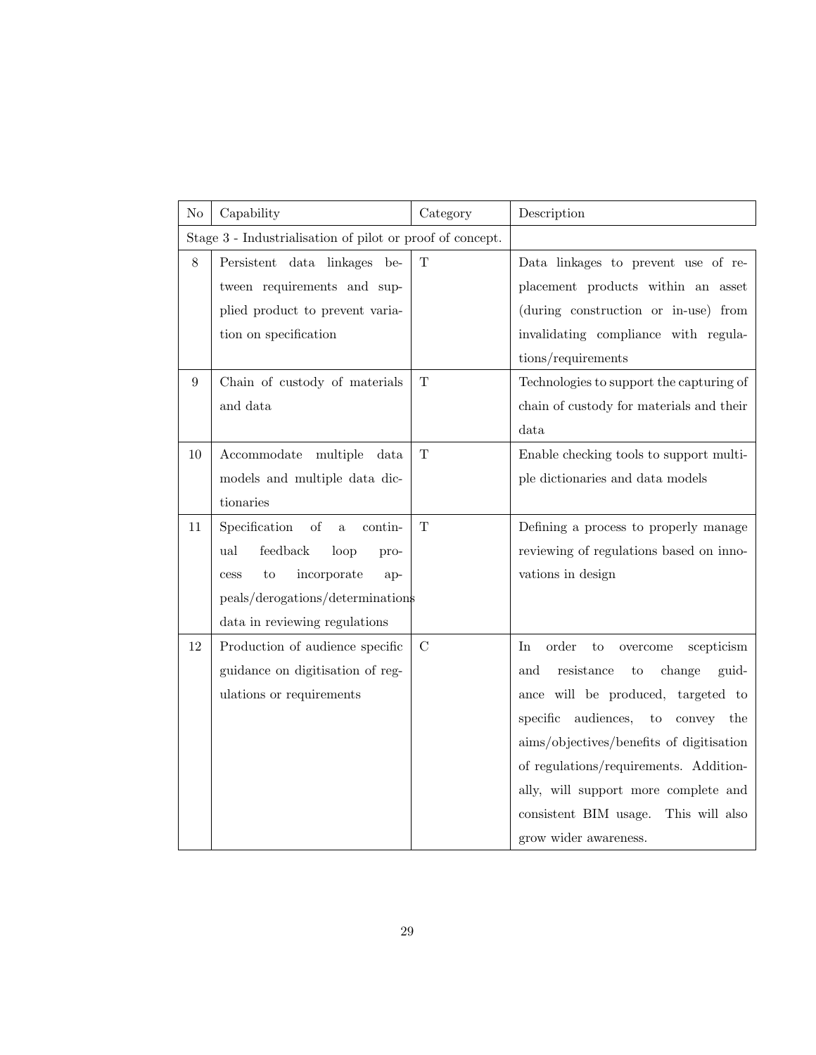| No | Capability | Category | Description |
| --- | --- | --- | --- |
| Stage 3 - Industrialisation of pilot or proof of concept. | | | |
| 8 | Persistent data linkages between requirements and supplied product to prevent variation on specification | T | Data linkages to prevent use of replacement products within an asset (during construction or in-use) from invalidating compliance with regulations/requirements |
| 9 | Chain of custody of materials and data | T | Technologies to support the capturing of chain of custody for materials and their data |
| 10 | Accommodate multiple data models and multiple data dictionaries | T | Enable checking tools to support multiple dictionaries and data models |
| 11 | Specification of a continual feedback loop process to incorporate appeals/derogations/determinations data in reviewing regulations | T | Defining a process to properly manage reviewing of regulations based on innovations in design |
| 12 | Production of audience specific guidance on digitisation of regulations or requirements | C | In order to overcome scepticism and resistance to change guidance will be produced, targeted to specific audiences, to convey the aims/objectives/benefits of digitisation of regulations/requirements. Additionally, will support more complete and consistent BIM usage. This will also grow wider awareness. |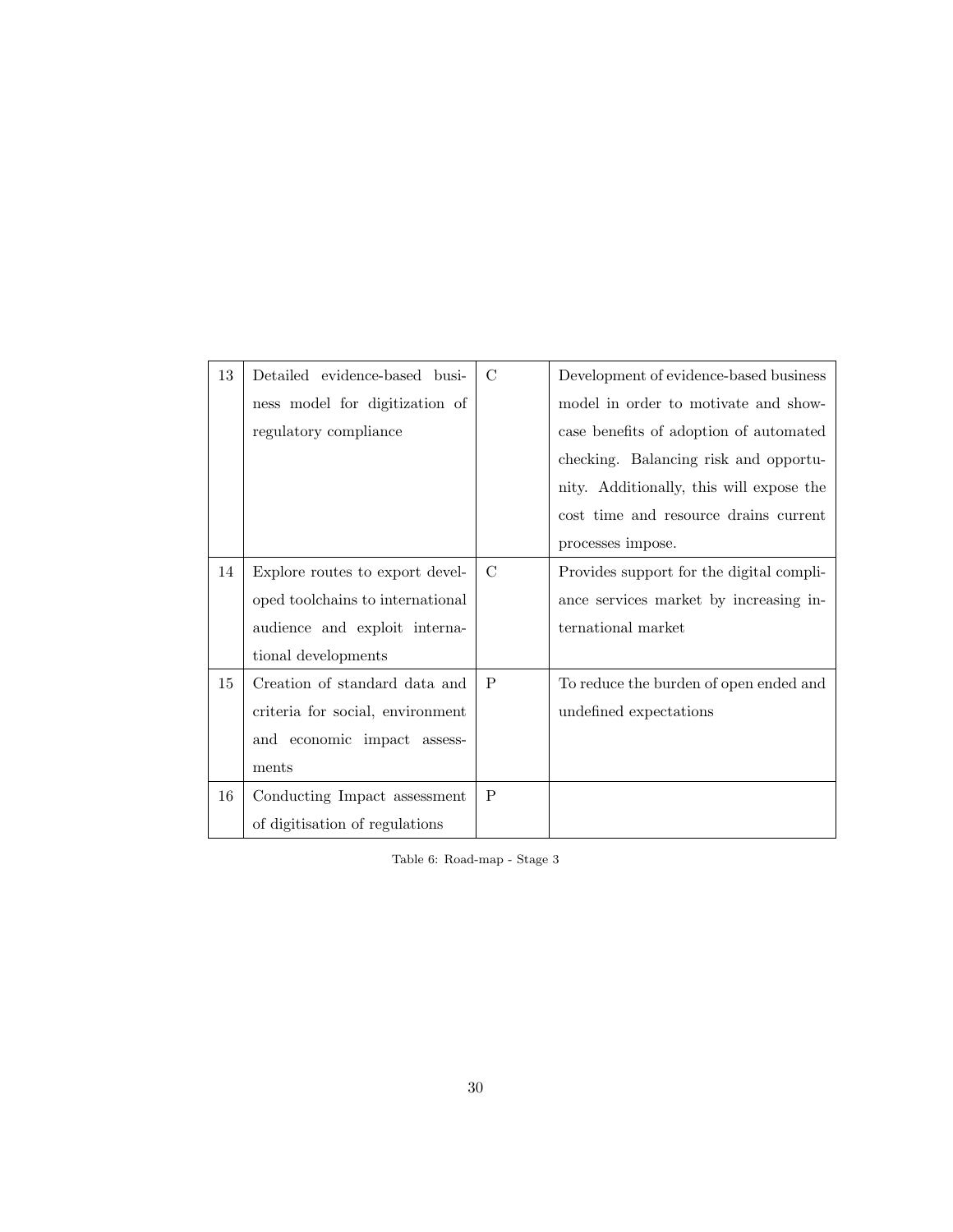| 13 | Detailed evidence-based business model for digitization of regulatory compliance | C | Development of evidence-based business model in order to motivate and showcase benefits of adoption of automated checking. Balancing risk and opportunity. Additionally, this will expose the cost time and resource drains current processes impose. |
|---|---|---|---|
| 14 | Explore routes to export developed toolchains to international audience and exploit international developments | C | Provides support for the digital compliance services market by increasing international market |
| 15 | Creation of standard data and criteria for social, environment and economic impact assessments | P | To reduce the burden of open ended and undefined expectations |
| 16 | Conducting Impact assessment of digitisation of regulations | P | |

Table 6: Road-map - Stage 3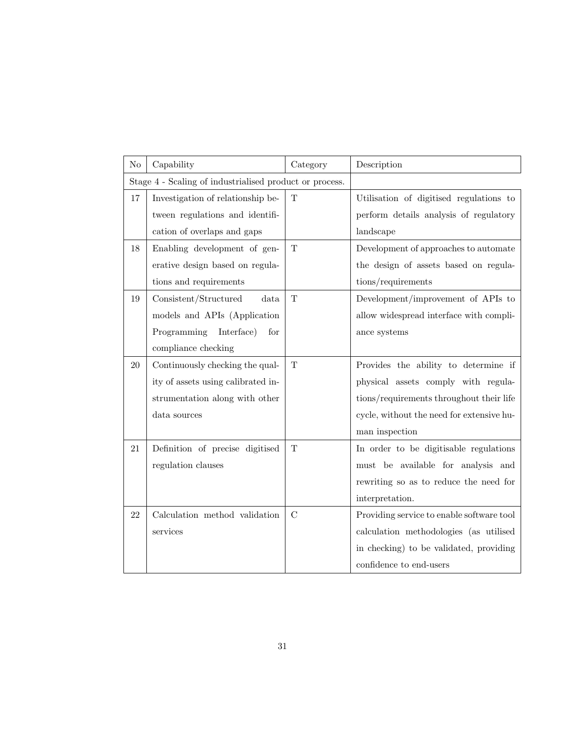| No | Capability | Category | Description |
|---|---|---|---|
| Stage 4 - Scaling of industrialised product or process. | | | |
| 17 | Investigation of relationship between regulations and identification of overlaps and gaps | T | Utilisation of digitised regulations to perform details analysis of regulatory landscape |
| 18 | Enabling development of generative design based on regulations and requirements | T | Development of approaches to automate the design of assets based on regulations/requirements |
| 19 | Consistent/Structured data models and APIs (Application Programming Interface) for compliance checking | T | Development/improvement of APIs to allow widespread interface with compliance systems |
| 20 | Continuously checking the quality of assets using calibrated instrumentation along with other data sources | T | Provides the ability to determine if physical assets comply with regulations/requirements throughout their life cycle, without the need for extensive human inspection |
| 21 | Definition of precise digitised regulation clauses | T | In order to be digitisable regulations must be available for analysis and rewriting so as to reduce the need for interpretation. |
| 22 | Calculation method validation services | C | Providing service to enable software tool calculation methodologies (as utilised in checking) to be validated, providing confidence to end-users |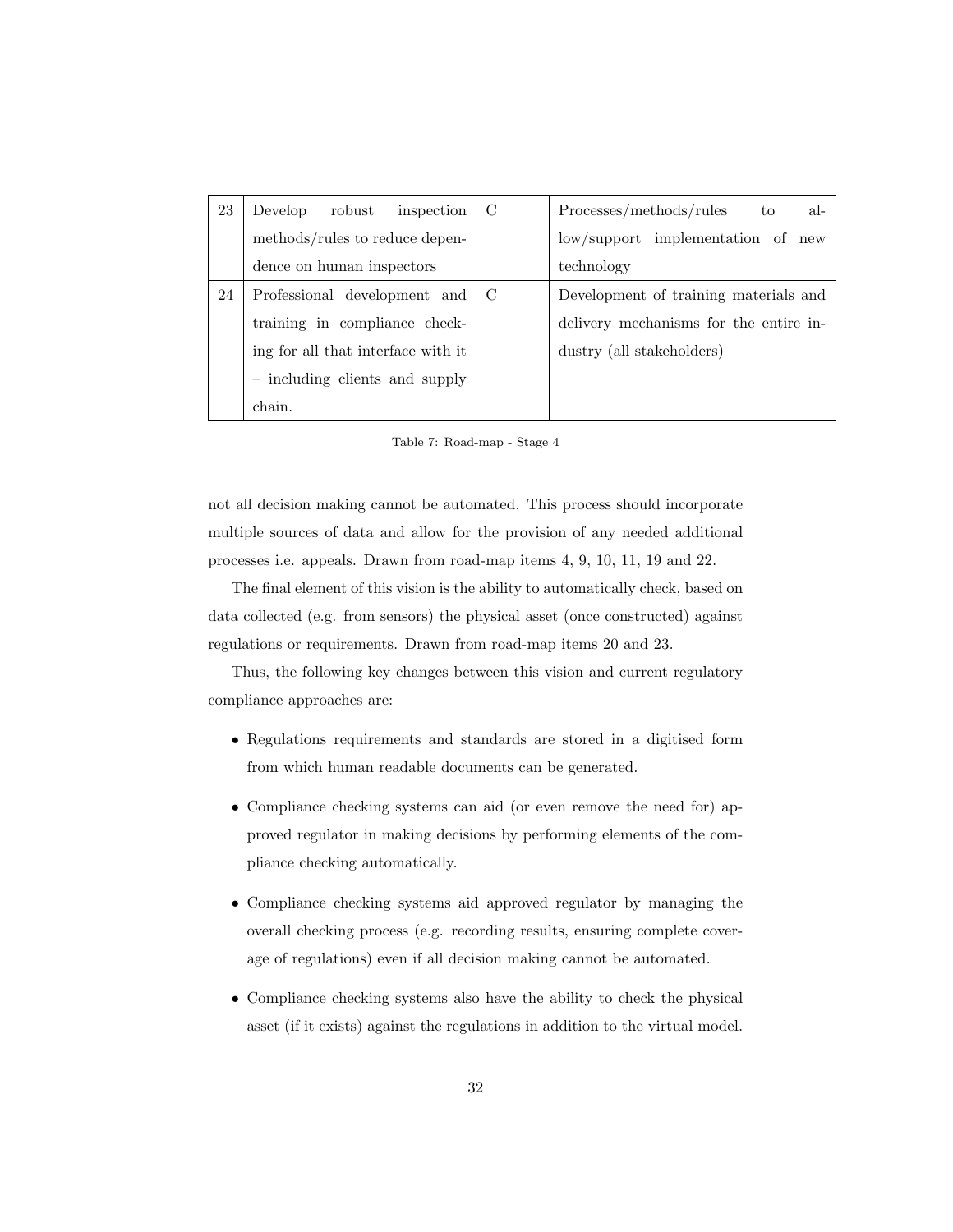| 23 | Develop robust inspection methods/rules to reduce dependence on human inspectors | C | Processes/methods/rules to allow/support implementation of new technology |
|---|---|---|---|
| 24 | Professional development and training in compliance checking for all that interface with it – including clients and supply chain. | C | Development of training materials and delivery mechanisms for the entire industry (all stakeholders) |

Table 7: Road-map - Stage 4

not all decision making cannot be automated. This process should incorporate multiple sources of data and allow for the provision of any needed additional processes i.e. appeals. Drawn from road-map items 4, 9, 10, 11, 19 and 22.

The final element of this vision is the ability to automatically check, based on data collected (e.g. from sensors) the physical asset (once constructed) against regulations or requirements. Drawn from road-map items 20 and 23.

Thus, the following key changes between this vision and current regulatory compliance approaches are:

- Regulations requirements and standards are stored in a digitised form from which human readable documents can be generated.
- Compliance checking systems can aid (or even remove the need for) approved regulator in making decisions by performing elements of the compliance checking automatically.
- Compliance checking systems aid approved regulator by managing the overall checking process (e.g. recording results, ensuring complete coverage of regulations) even if all decision making cannot be automated.
- Compliance checking systems also have the ability to check the physical asset (if it exists) against the regulations in addition to the virtual model.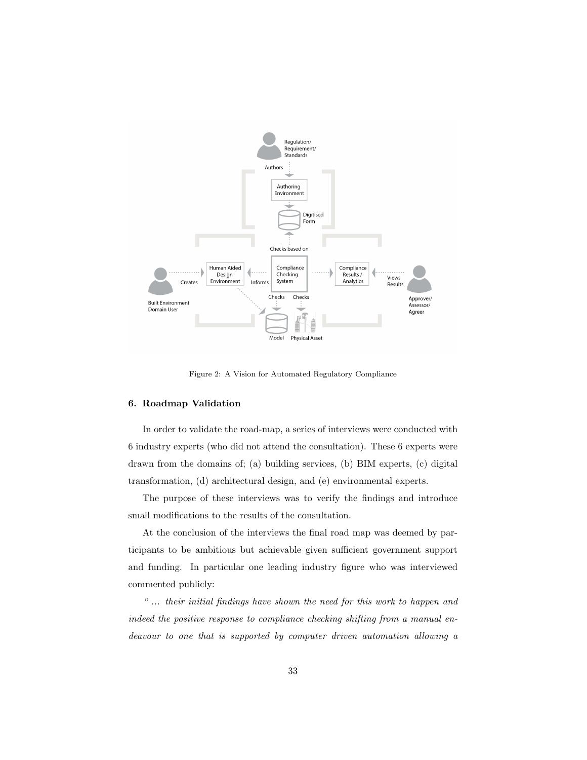Figure 2: A Vision for Automated Regulatory Compliance

## 6. Roadmap Validation

In order to validate the road-map, a series of interviews were conducted with 6 industry experts (who did not attend the consultation). These 6 experts were drawn from the domains of; (a) building services, (b) BIM experts, (c) digital transformation, (d) architectural design, and (e) environmental experts.

The purpose of these interviews was to verify the findings and introduce small modifications to the results of the consultation.

At the conclusion of the interviews the final road map was deemed by participants to be ambitious but achievable given sufficient government support and funding. In particular one leading industry figure who was interviewed commented publicly:

*" ... their initial findings have shown the need for this work to happen and indeed the positive response to compliance checking shifting from a manual endeavour to one that is supported by computer driven automation allowing a*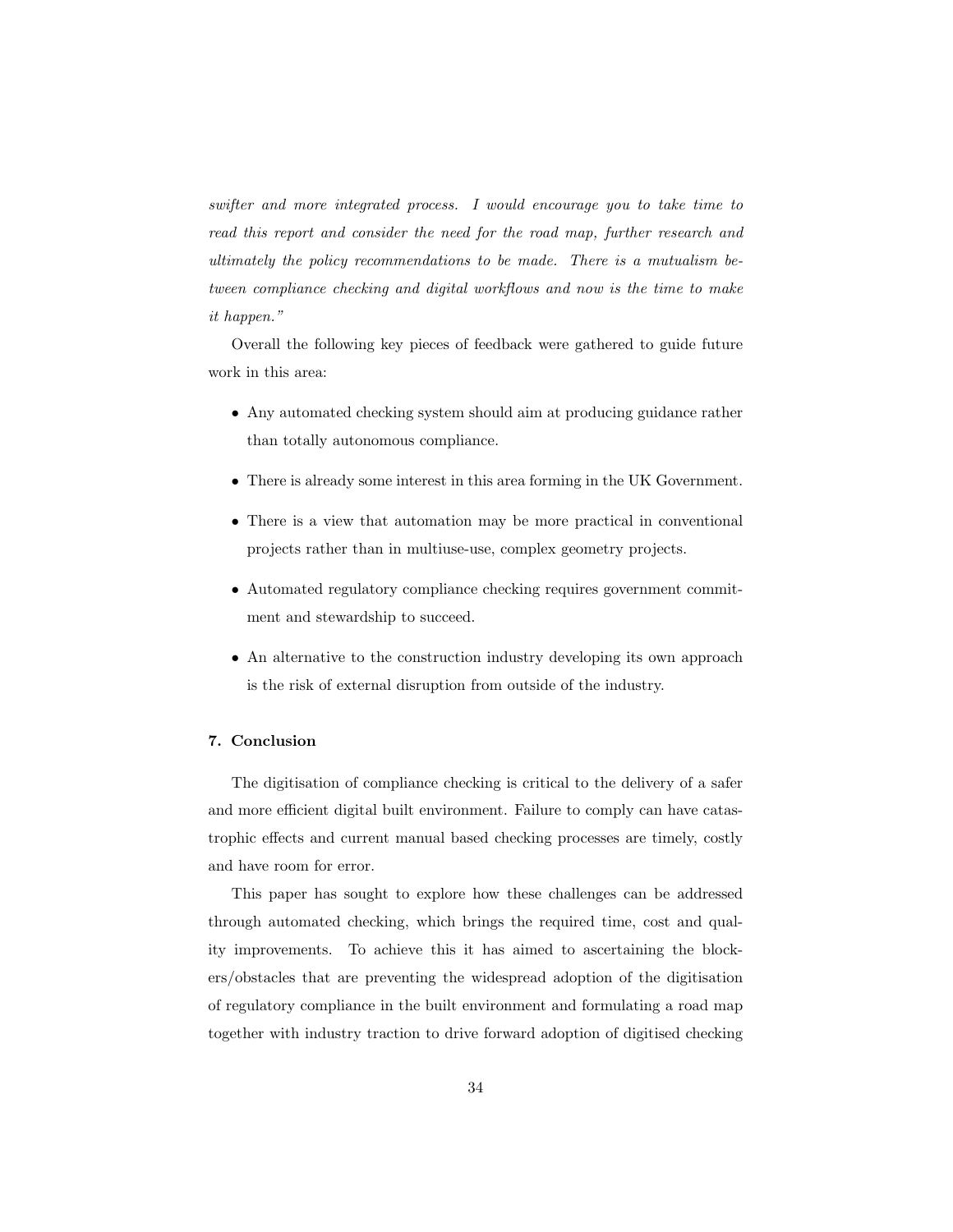*swifter and more integrated process. I would encourage you to take time to read this report and consider the need for the road map, further research and ultimately the policy recommendations to be made. There is a mutualism between compliance checking and digital workflows and now is the time to make it happen."*

Overall the following key pieces of feedback were gathered to guide future work in this area:

- Any automated checking system should aim at producing guidance rather than totally autonomous compliance.
- There is already some interest in this area forming in the UK Government.
- There is a view that automation may be more practical in conventional projects rather than in multiuse-use, complex geometry projects.
- Automated regulatory compliance checking requires government commitment and stewardship to succeed.
- An alternative to the construction industry developing its own approach is the risk of external disruption from outside of the industry.

## 7. Conclusion

The digitisation of compliance checking is critical to the delivery of a safer and more efficient digital built environment. Failure to comply can have catastrophic effects and current manual based checking processes are timely, costly and have room for error.

This paper has sought to explore how these challenges can be addressed through automated checking, which brings the required time, cost and quality improvements. To achieve this it has aimed to ascertaining the blockers/obstacles that are preventing the widespread adoption of the digitisation of regulatory compliance in the built environment and formulating a road map together with industry traction to drive forward adoption of digitised checking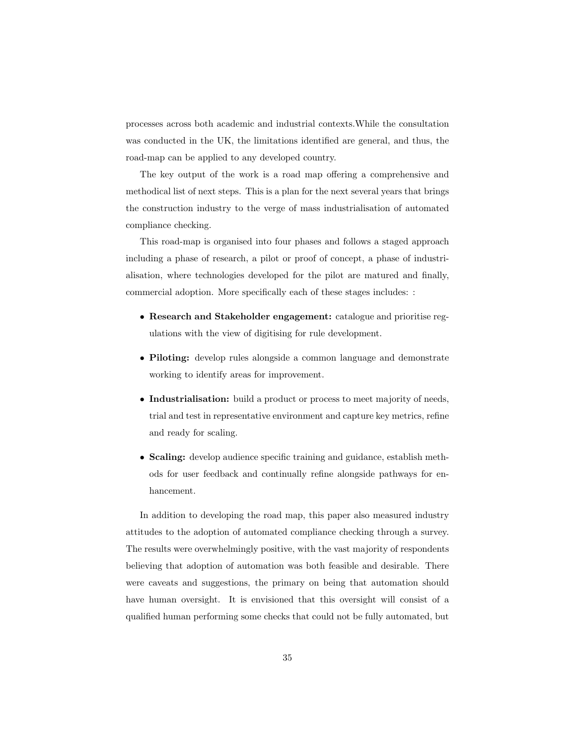processes across both academic and industrial contexts.While the consultation was conducted in the UK, the limitations identified are general, and thus, the road-map can be applied to any developed country.

The key output of the work is a road map offering a comprehensive and methodical list of next steps. This is a plan for the next several years that brings the construction industry to the verge of mass industrialisation of automated compliance checking.

This road-map is organised into four phases and follows a staged approach including a phase of research, a pilot or proof of concept, a phase of industrialisation, where technologies developed for the pilot are matured and finally, commercial adoption. More specifically each of these stages includes: :

- **Research and Stakeholder engagement:** catalogue and prioritise regulations with the view of digitising for rule development.
- **Piloting:** develop rules alongside a common language and demonstrate working to identify areas for improvement.
- **Industrialisation:** build a product or process to meet majority of needs, trial and test in representative environment and capture key metrics, refine and ready for scaling.
- **Scaling:** develop audience specific training and guidance, establish methods for user feedback and continually refine alongside pathways for enhancement.

In addition to developing the road map, this paper also measured industry attitudes to the adoption of automated compliance checking through a survey. The results were overwhelmingly positive, with the vast majority of respondents believing that adoption of automation was both feasible and desirable. There were caveats and suggestions, the primary on being that automation should have human oversight. It is envisioned that this oversight will consist of a qualified human performing some checks that could not be fully automated, but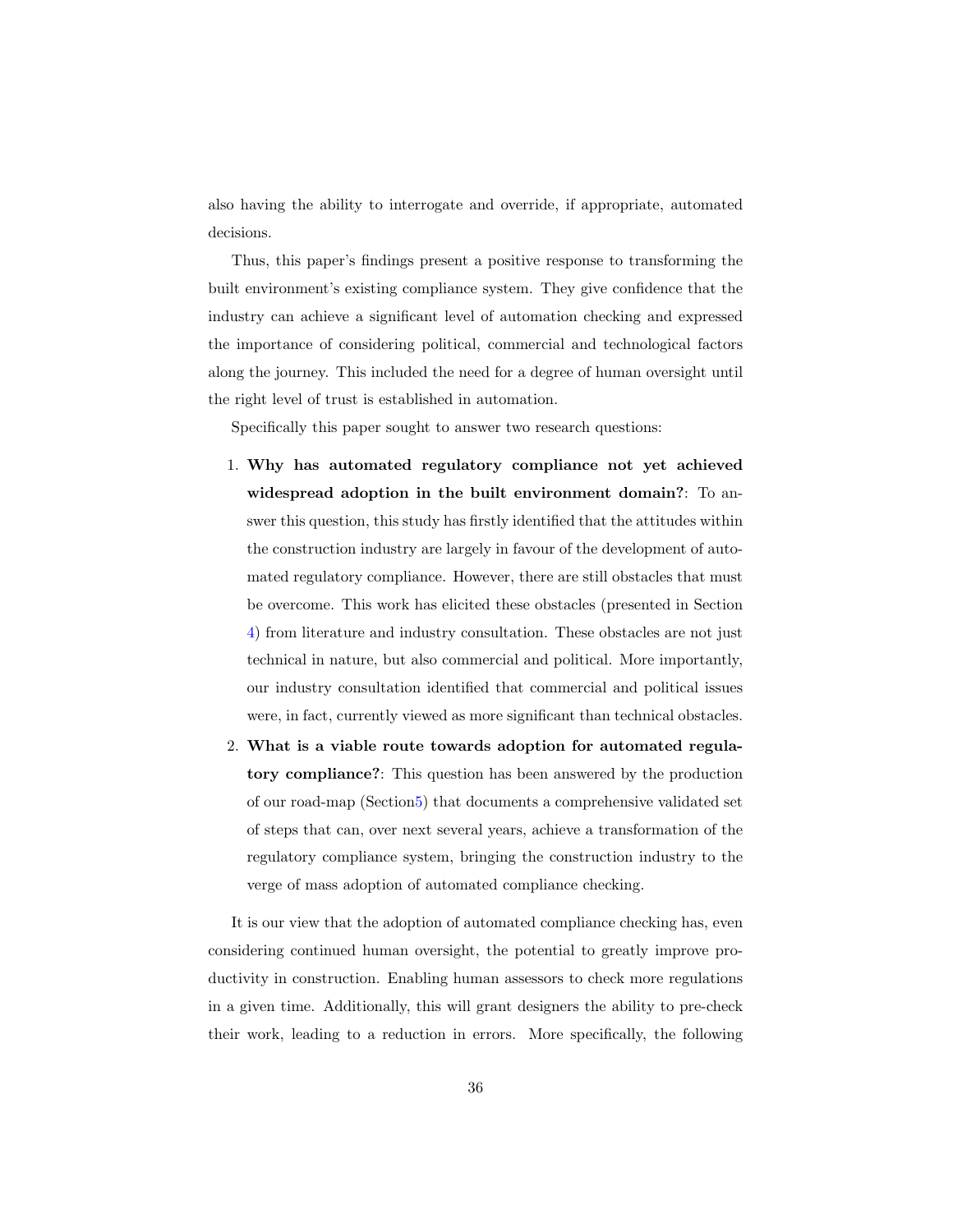also having the ability to interrogate and override, if appropriate, automated decisions.

Thus, this paper's findings present a positive response to transforming the built environment's existing compliance system. They give confidence that the industry can achieve a significant level of automation checking and expressed the importance of considering political, commercial and technological factors along the journey. This included the need for a degree of human oversight until the right level of trust is established in automation.

Specifically this paper sought to answer two research questions:

1. **Why has automated regulatory compliance not yet achieved widespread adoption in the built environment domain?**: To answer this question, this study has firstly identified that the attitudes within the construction industry are largely in favour of the development of automated regulatory compliance. However, there are still obstacles that must be overcome. This work has elicited these obstacles (presented in Section 4) from literature and industry consultation. These obstacles are not just technical in nature, but also commercial and political. More importantly, our industry consultation identified that commercial and political issues were, in fact, currently viewed as more significant than technical obstacles.
2. **What is a viable route towards adoption for automated regulatory compliance?**: This question has been answered by the production of our road-map (Section5) that documents a comprehensive validated set of steps that can, over next several years, achieve a transformation of the regulatory compliance system, bringing the construction industry to the verge of mass adoption of automated compliance checking.

It is our view that the adoption of automated compliance checking has, even considering continued human oversight, the potential to greatly improve productivity in construction. Enabling human assessors to check more regulations in a given time. Additionally, this will grant designers the ability to pre-check their work, leading to a reduction in errors. More specifically, the following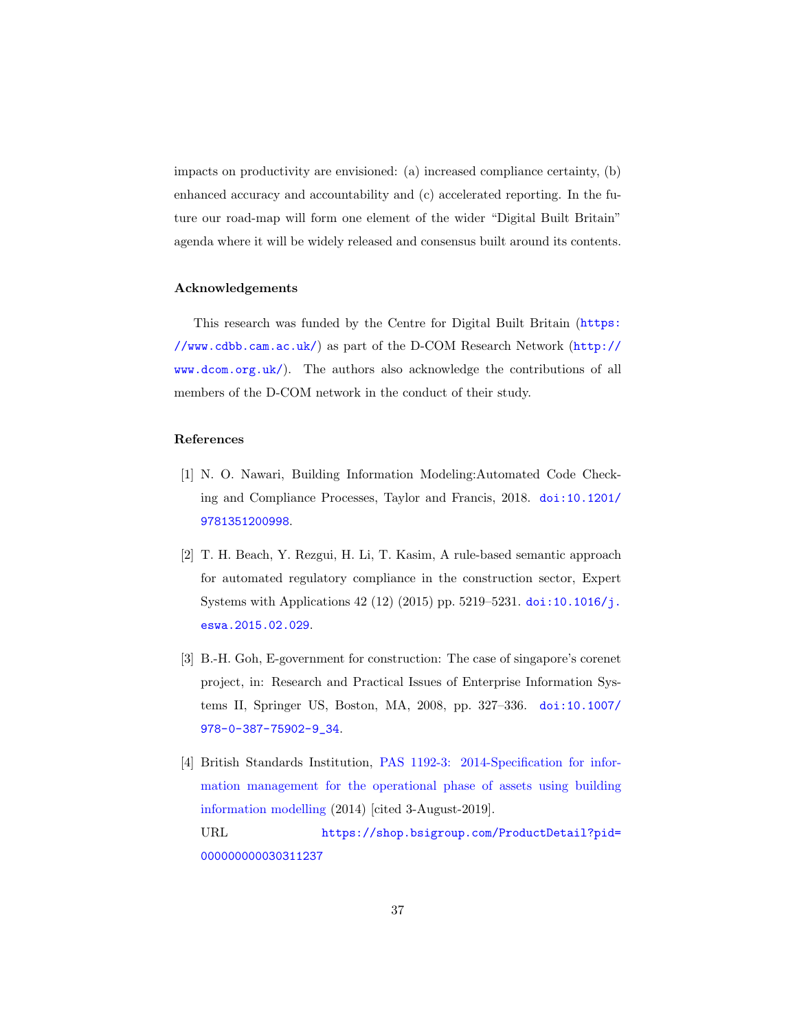impacts on productivity are envisioned: (a) increased compliance certainty, (b) enhanced accuracy and accountability and (c) accelerated reporting. In the future our road-map will form one element of the wider "Digital Built Britain" agenda where it will be widely released and consensus built around its contents.

## Acknowledgements

This research was funded by the Centre for Digital Built Britain (https://www.cdbb.cam.ac.uk/) as part of the D-COM Research Network (http://www.dcom.org.uk/). The authors also acknowledge the contributions of all members of the D-COM network in the conduct of their study.

## References

[1] N. O. Nawari, Building Information Modeling:Automated Code Checking and Compliance Processes, Taylor and Francis, 2018. doi:10.1201/9781351200998.

[2] T. H. Beach, Y. Rezgui, H. Li, T. Kasim, A rule-based semantic approach for automated regulatory compliance in the construction sector, Expert Systems with Applications 42 (12) (2015) pp. 5219–5231. doi:10.1016/j.eswa.2015.02.029.

[3] B.-H. Goh, E-government for construction: The case of singapore's corenet project, in: Research and Practical Issues of Enterprise Information Systems II, Springer US, Boston, MA, 2008, pp. 327–336. doi:10.1007/978-0-387-75902-9_34.

[4] British Standards Institution, PAS 1192-3: 2014-Specification for information management for the operational phase of assets using building information modelling (2014) [cited 3-August-2019].
URL https://shop.bsigroup.com/ProductDetail?pid=000000000030311237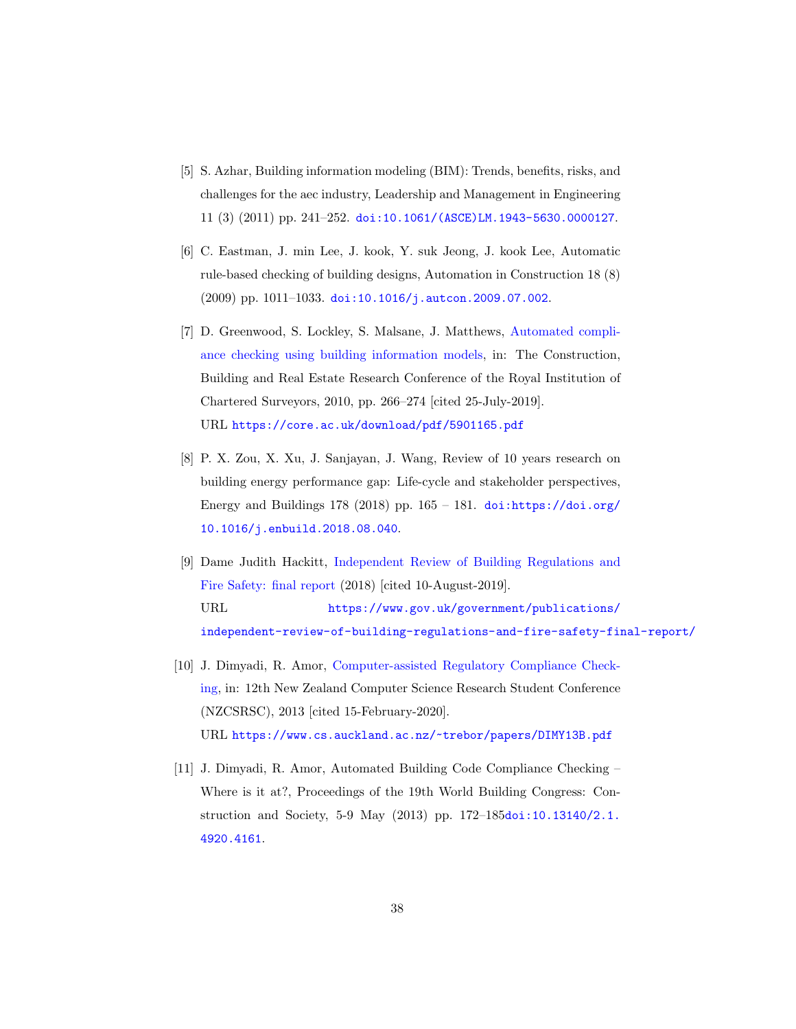[5] S. Azhar, Building information modeling (BIM): Trends, benefits, risks, and challenges for the aec industry, Leadership and Management in Engineering 11 (3) (2011) pp. 241–252. doi:10.1061/(ASCE)LM.1943-5630.0000127.

[6] C. Eastman, J. min Lee, J. kook, Y. suk Jeong, J. kook Lee, Automatic rule-based checking of building designs, Automation in Construction 18 (8) (2009) pp. 1011–1033. doi:10.1016/j.autcon.2009.07.002.

[7] D. Greenwood, S. Lockley, S. Malsane, J. Matthews, Automated compliance checking using building information models, in: The Construction, Building and Real Estate Research Conference of the Royal Institution of Chartered Surveyors, 2010, pp. 266–274 [cited 25-July-2019].
URL https://core.ac.uk/download/pdf/5901165.pdf

[8] P. X. Zou, X. Xu, J. Sanjayan, J. Wang, Review of 10 years research on building energy performance gap: Life-cycle and stakeholder perspectives, Energy and Buildings 178 (2018) pp. 165 – 181. doi:https://doi.org/10.1016/j.enbuild.2018.08.040.

[9] Dame Judith Hackitt, Independent Review of Building Regulations and Fire Safety: final report (2018) [cited 10-August-2019].
URL https://www.gov.uk/government/publications/independent-review-of-building-regulations-and-fire-safety-final-report/

[10] J. Dimyadi, R. Amor, Computer-assisted Regulatory Compliance Checking, in: 12th New Zealand Computer Science Research Student Conference (NZCSRSC), 2013 [cited 15-February-2020].
URL https://www.cs.auckland.ac.nz/~trebor/papers/DIMY13B.pdf

[11] J. Dimyadi, R. Amor, Automated Building Code Compliance Checking – Where is it at?, Proceedings of the 19th World Building Congress: Construction and Society, 5-9 May (2013) pp. 172–185doi:10.13140/2.1.4920.4161.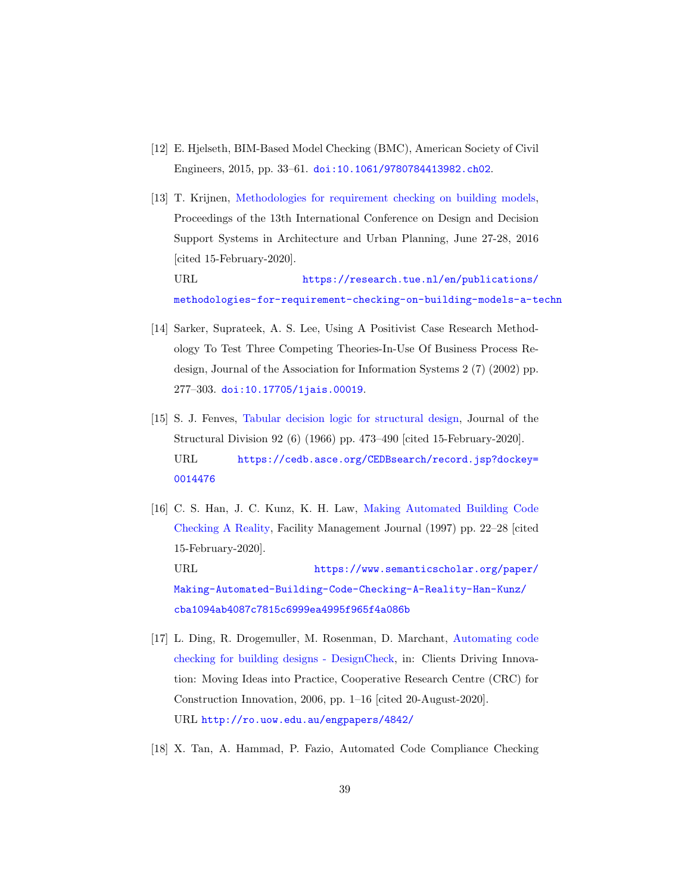[12] E. Hjelseth, BIM-Based Model Checking (BMC), American Society of Civil Engineers, 2015, pp. 33–61. doi:10.1061/9780784413982.ch02.

[13] T. Krijnen, Methodologies for requirement checking on building models, Proceedings of the 13th International Conference on Design and Decision Support Systems in Architecture and Urban Planning, June 27-28, 2016 [cited 15-February-2020].
URL https://research.tue.nl/en/publications/methodologies-for-requirement-checking-on-building-models-a-techn

[14] Sarker, Suprateek, A. S. Lee, Using A Positivist Case Research Methodology To Test Three Competing Theories-In-Use Of Business Process Redesign, Journal of the Association for Information Systems 2 (7) (2002) pp. 277–303. doi:10.17705/1jais.00019.

[15] S. J. Fenves, Tabular decision logic for structural design, Journal of the Structural Division 92 (6) (1966) pp. 473–490 [cited 15-February-2020].
URL https://cedb.asce.org/CEDBsearch/record.jsp?dockey=0014476

[16] C. S. Han, J. C. Kunz, K. H. Law, Making Automated Building Code Checking A Reality, Facility Management Journal (1997) pp. 22–28 [cited 15-February-2020].
URL https://www.semanticscholar.org/paper/Making-Automated-Building-Code-Checking-A-Reality-Han-Kunz/cba1094ab4087c7815c6999ea4995f965f4a086b

[17] L. Ding, R. Drogemuller, M. Rosenman, D. Marchant, Automating code checking for building designs - DesignCheck, in: Clients Driving Innovation: Moving Ideas into Practice, Cooperative Research Centre (CRC) for Construction Innovation, 2006, pp. 1–16 [cited 20-August-2020].
URL http://ro.uow.edu.au/engpapers/4842/

[18] X. Tan, A. Hammad, P. Fazio, Automated Code Compliance Checking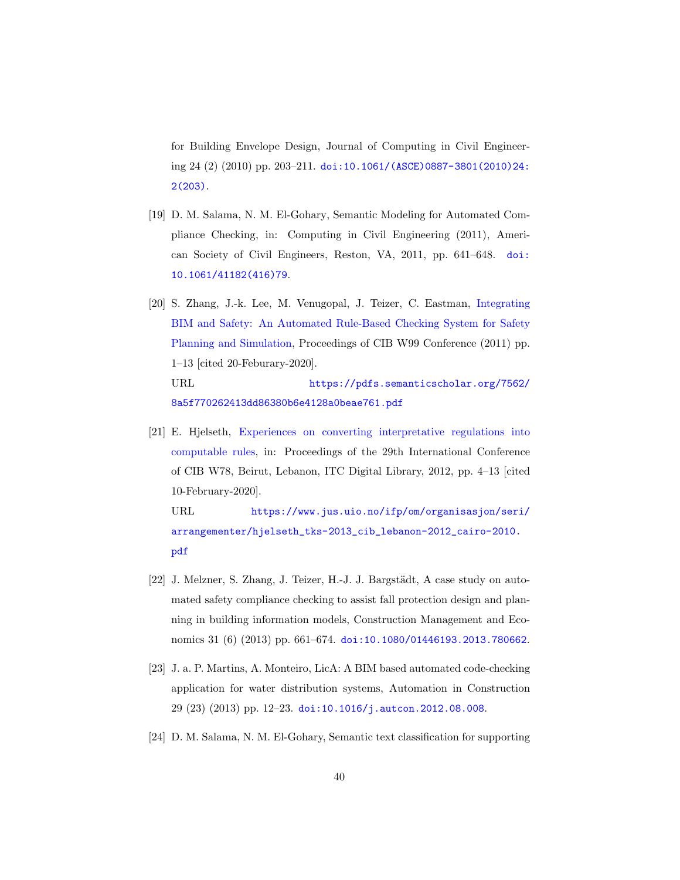for Building Envelope Design, Journal of Computing in Civil Engineering 24 (2) (2010) pp. 203–211. doi:10.1061/(ASCE)0887-3801(2010)24:2(203).

[19] D. M. Salama, N. M. El-Gohary, Semantic Modeling for Automated Compliance Checking, in: Computing in Civil Engineering (2011), American Society of Civil Engineers, Reston, VA, 2011, pp. 641–648. doi:10.1061/41182(416)79.

[20] S. Zhang, J.-k. Lee, M. Venugopal, J. Teizer, C. Eastman, Integrating BIM and Safety: An Automated Rule-Based Checking System for Safety Planning and Simulation, Proceedings of CIB W99 Conference (2011) pp. 1–13 [cited 20-Feburary-2020].
URL https://pdfs.semanticscholar.org/7562/8a5f770262413dd86380b6e4128a0beae761.pdf

[21] E. Hjelseth, Experiences on converting interpretative regulations into computable rules, in: Proceedings of the 29th International Conference of CIB W78, Beirut, Lebanon, ITC Digital Library, 2012, pp. 4–13 [cited 10-February-2020].
URL https://www.jus.uio.no/ifp/om/organisasjon/seri/arrangementer/hjelseth_tks-2013_cib_lebanon-2012_cairo-2010.pdf

[22] J. Melzner, S. Zhang, J. Teizer, H.-J. J. Bargstädt, A case study on automated safety compliance checking to assist fall protection design and planning in building information models, Construction Management and Economics 31 (6) (2013) pp. 661–674. doi:10.1080/01446193.2013.780662.

[23] J. a. P. Martins, A. Monteiro, LicA: A BIM based automated code-checking application for water distribution systems, Automation in Construction 29 (23) (2013) pp. 12–23. doi:10.1016/j.autcon.2012.08.008.

[24] D. M. Salama, N. M. El-Gohary, Semantic text classification for supporting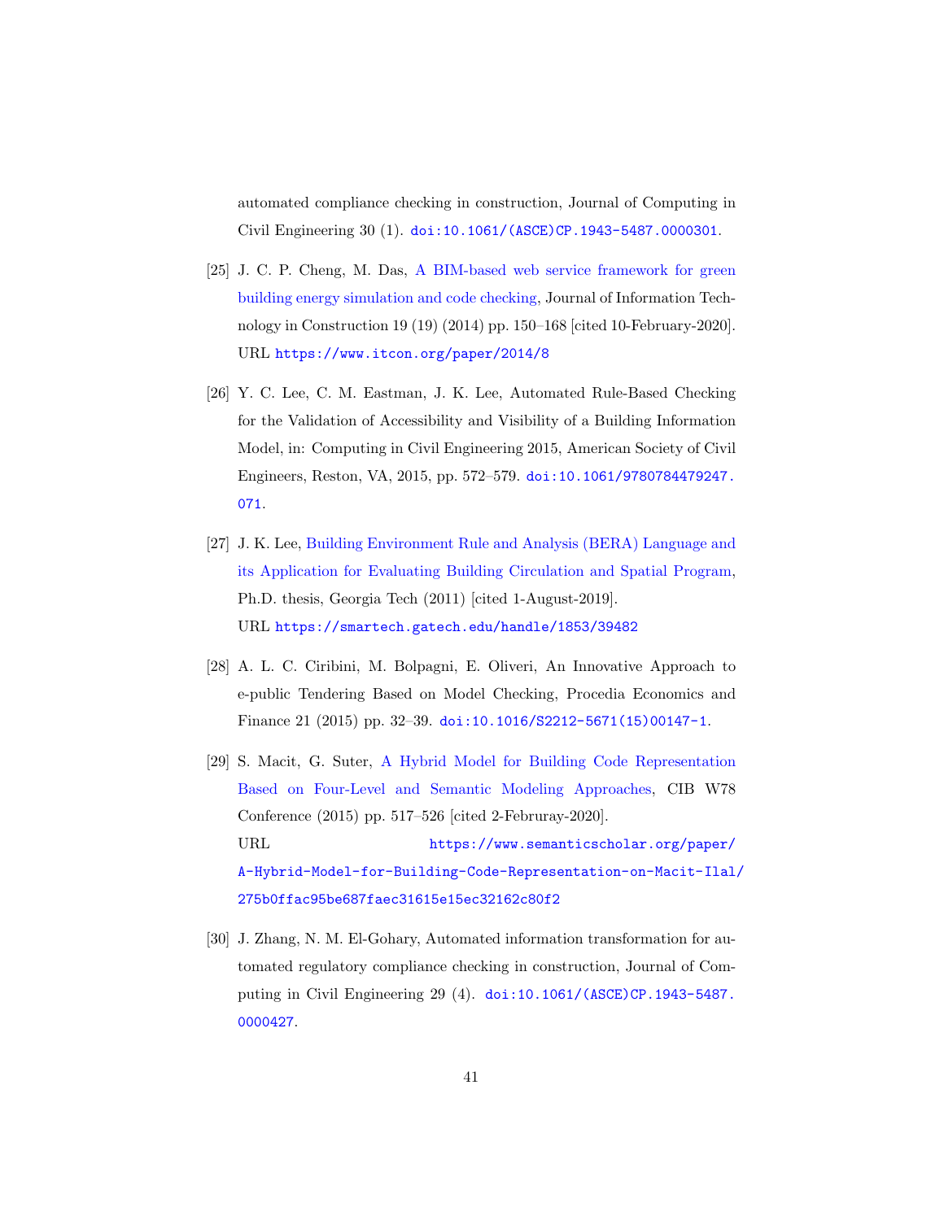automated compliance checking in construction, Journal of Computing in Civil Engineering 30 (1). doi:10.1061/(ASCE)CP.1943-5487.0000301.

[25] J. C. P. Cheng, M. Das, A BIM-based web service framework for green building energy simulation and code checking, Journal of Information Technology in Construction 19 (19) (2014) pp. 150–168 [cited 10-February-2020]. URL https://www.itcon.org/paper/2014/8

[26] Y. C. Lee, C. M. Eastman, J. K. Lee, Automated Rule-Based Checking for the Validation of Accessibility and Visibility of a Building Information Model, in: Computing in Civil Engineering 2015, American Society of Civil Engineers, Reston, VA, 2015, pp. 572–579. doi:10.1061/9780784479247.071.

[27] J. K. Lee, Building Environment Rule and Analysis (BERA) Language and its Application for Evaluating Building Circulation and Spatial Program, Ph.D. thesis, Georgia Tech (2011) [cited 1-August-2019]. URL https://smartech.gatech.edu/handle/1853/39482

[28] A. L. C. Ciribini, M. Bolpagni, E. Oliveri, An Innovative Approach to e-public Tendering Based on Model Checking, Procedia Economics and Finance 21 (2015) pp. 32–39. doi:10.1016/S2212-5671(15)00147-1.

[29] S. Macit, G. Suter, A Hybrid Model for Building Code Representation Based on Four-Level and Semantic Modeling Approaches, CIB W78 Conference (2015) pp. 517–526 [cited 2-Februray-2020]. URL https://www.semanticscholar.org/paper/A-Hybrid-Model-for-Building-Code-Representation-on-Macit-Ilal/275b0ffac95be687faec31615e15ec32162c80f2

[30] J. Zhang, N. M. El-Gohary, Automated information transformation for automated regulatory compliance checking in construction, Journal of Computing in Civil Engineering 29 (4). doi:10.1061/(ASCE)CP.1943-5487.0000427.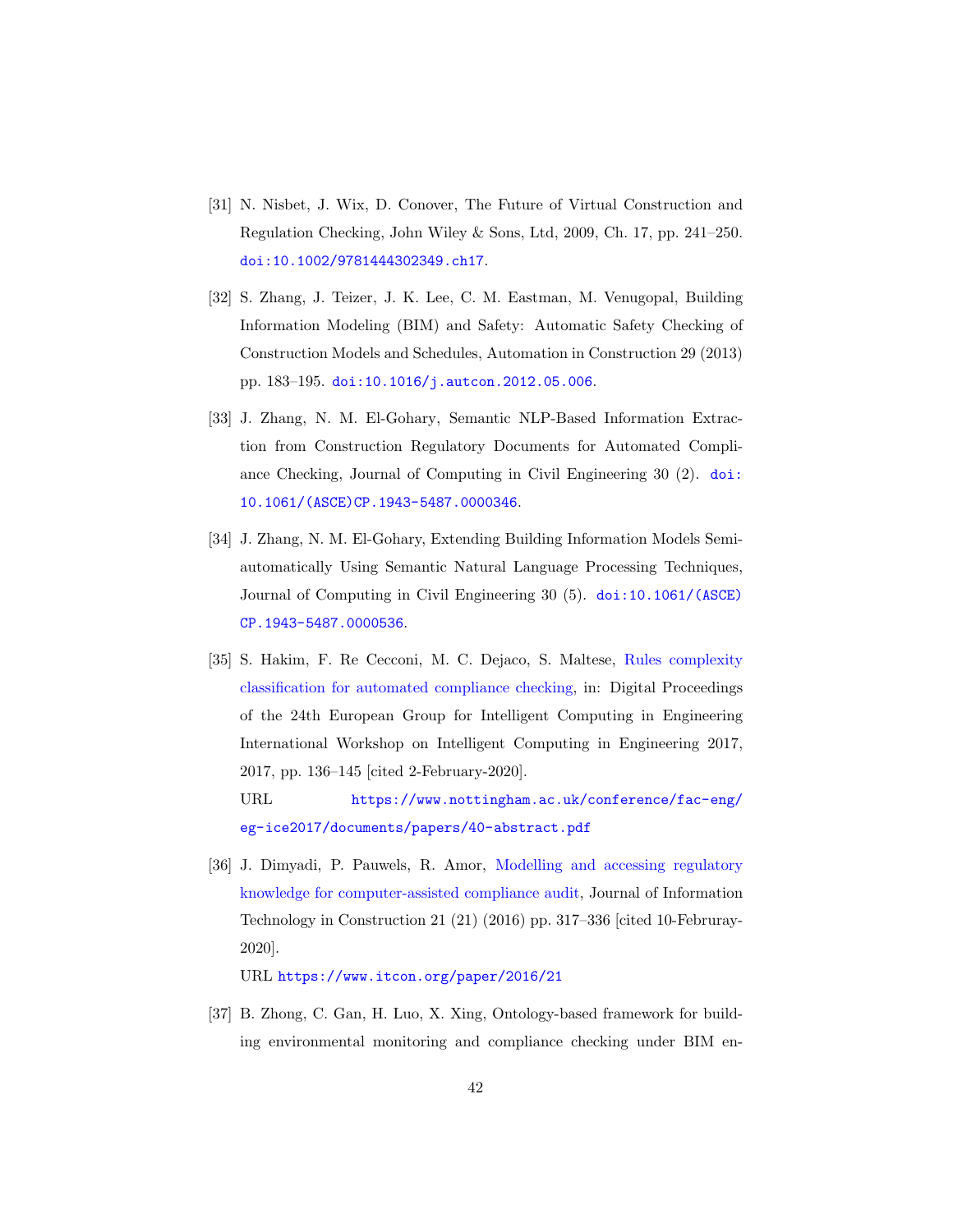[31] N. Nisbet, J. Wix, D. Conover, The Future of Virtual Construction and Regulation Checking, John Wiley & Sons, Ltd, 2009, Ch. 17, pp. 241–250. doi:10.1002/9781444302349.ch17.

[32] S. Zhang, J. Teizer, J. K. Lee, C. M. Eastman, M. Venugopal, Building Information Modeling (BIM) and Safety: Automatic Safety Checking of Construction Models and Schedules, Automation in Construction 29 (2013) pp. 183–195. doi:10.1016/j.autcon.2012.05.006.

[33] J. Zhang, N. M. El-Gohary, Semantic NLP-Based Information Extraction from Construction Regulatory Documents for Automated Compliance Checking, Journal of Computing in Civil Engineering 30 (2). doi:10.1061/(ASCE)CP.1943-5487.0000346.

[34] J. Zhang, N. M. El-Gohary, Extending Building Information Models Semiautomatically Using Semantic Natural Language Processing Techniques, Journal of Computing in Civil Engineering 30 (5). doi:10.1061/(ASCE)CP.1943-5487.0000536.

[35] S. Hakim, F. Re Cecconi, M. C. Dejaco, S. Maltese, Rules complexity classification for automated compliance checking, in: Digital Proceedings of the 24th European Group for Intelligent Computing in Engineering International Workshop on Intelligent Computing in Engineering 2017, 2017, pp. 136–145 [cited 2-February-2020].
URL https://www.nottingham.ac.uk/conference/fac-eng/eg-ice2017/documents/papers/40-abstract.pdf

[36] J. Dimyadi, P. Pauwels, R. Amor, Modelling and accessing regulatory knowledge for computer-assisted compliance audit, Journal of Information Technology in Construction 21 (21) (2016) pp. 317–336 [cited 10-Februray-2020].
URL https://www.itcon.org/paper/2016/21

[37] B. Zhong, C. Gan, H. Luo, X. Xing, Ontology-based framework for building environmental monitoring and compliance checking under BIM en-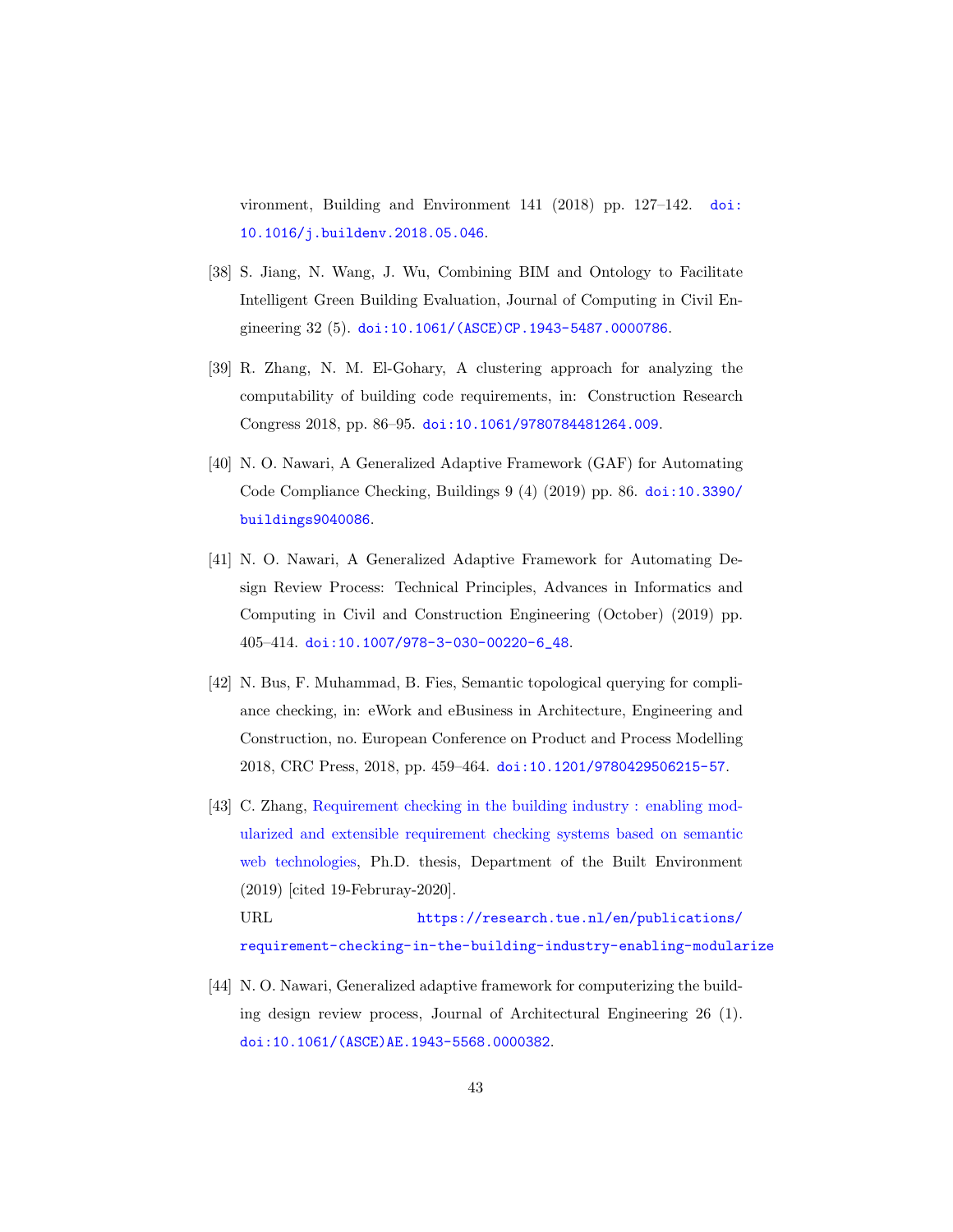vironment, Building and Environment 141 (2018) pp. 127–142. doi:10.1016/j.buildenv.2018.05.046.

[38] S. Jiang, N. Wang, J. Wu, Combining BIM and Ontology to Facilitate Intelligent Green Building Evaluation, Journal of Computing in Civil Engineering 32 (5). doi:10.1061/(ASCE)CP.1943-5487.0000786.

[39] R. Zhang, N. M. El-Gohary, A clustering approach for analyzing the computability of building code requirements, in: Construction Research Congress 2018, pp. 86–95. doi:10.1061/9780784481264.009.

[40] N. O. Nawari, A Generalized Adaptive Framework (GAF) for Automating Code Compliance Checking, Buildings 9 (4) (2019) pp. 86. doi:10.3390/buildings9040086.

[41] N. O. Nawari, A Generalized Adaptive Framework for Automating Design Review Process: Technical Principles, Advances in Informatics and Computing in Civil and Construction Engineering (October) (2019) pp. 405–414. doi:10.1007/978-3-030-00220-6_48.

[42] N. Bus, F. Muhammad, B. Fies, Semantic topological querying for compliance checking, in: eWork and eBusiness in Architecture, Engineering and Construction, no. European Conference on Product and Process Modelling 2018, CRC Press, 2018, pp. 459–464. doi:10.1201/9780429506215-57.

[43] C. Zhang, Requirement checking in the building industry : enabling modularized and extensible requirement checking systems based on semantic web technologies, Ph.D. thesis, Department of the Built Environment (2019) [cited 19-Februray-2020].
URL https://research.tue.nl/en/publications/requirement-checking-in-the-building-industry-enabling-modularize

[44] N. O. Nawari, Generalized adaptive framework for computerizing the building design review process, Journal of Architectural Engineering 26 (1). doi:10.1061/(ASCE)AE.1943-5568.0000382.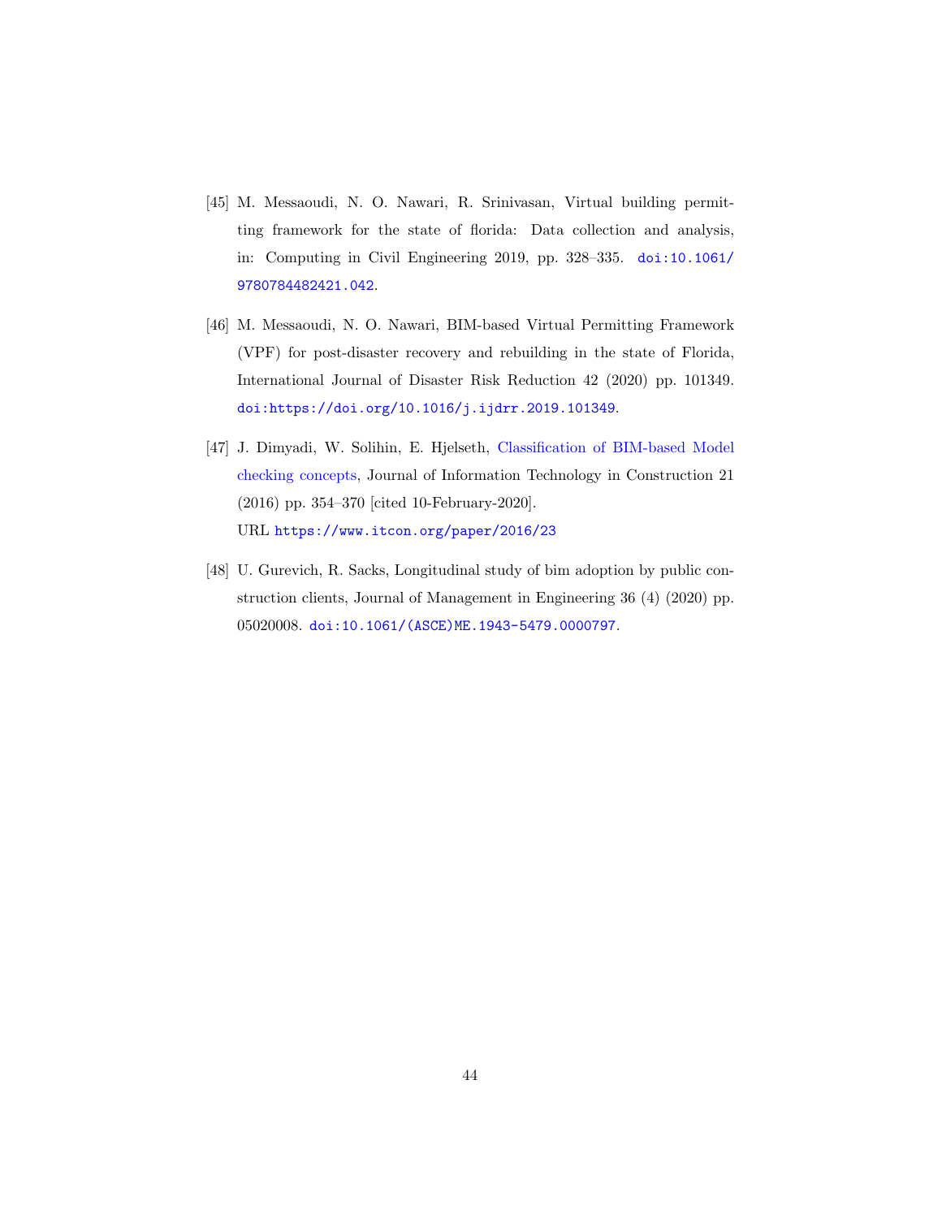[45] M. Messaoudi, N. O. Nawari, R. Srinivasan, Virtual building permitting framework for the state of florida: Data collection and analysis, in: Computing in Civil Engineering 2019, pp. 328–335. doi:10.1061/9780784482421.042.

[46] M. Messaoudi, N. O. Nawari, BIM-based Virtual Permitting Framework (VPF) for post-disaster recovery and rebuilding in the state of Florida, International Journal of Disaster Risk Reduction 42 (2020) pp. 101349. doi:https://doi.org/10.1016/j.ijdrr.2019.101349.

[47] J. Dimyadi, W. Solihin, E. Hjelseth, Classification of BIM-based Model checking concepts, Journal of Information Technology in Construction 21 (2016) pp. 354–370 [cited 10-February-2020].
URL https://www.itcon.org/paper/2016/23

[48] U. Gurevich, R. Sacks, Longitudinal study of bim adoption by public construction clients, Journal of Management in Engineering 36 (4) (2020) pp. 05020008. doi:10.1061/(ASCE)ME.1943-5479.0000797.